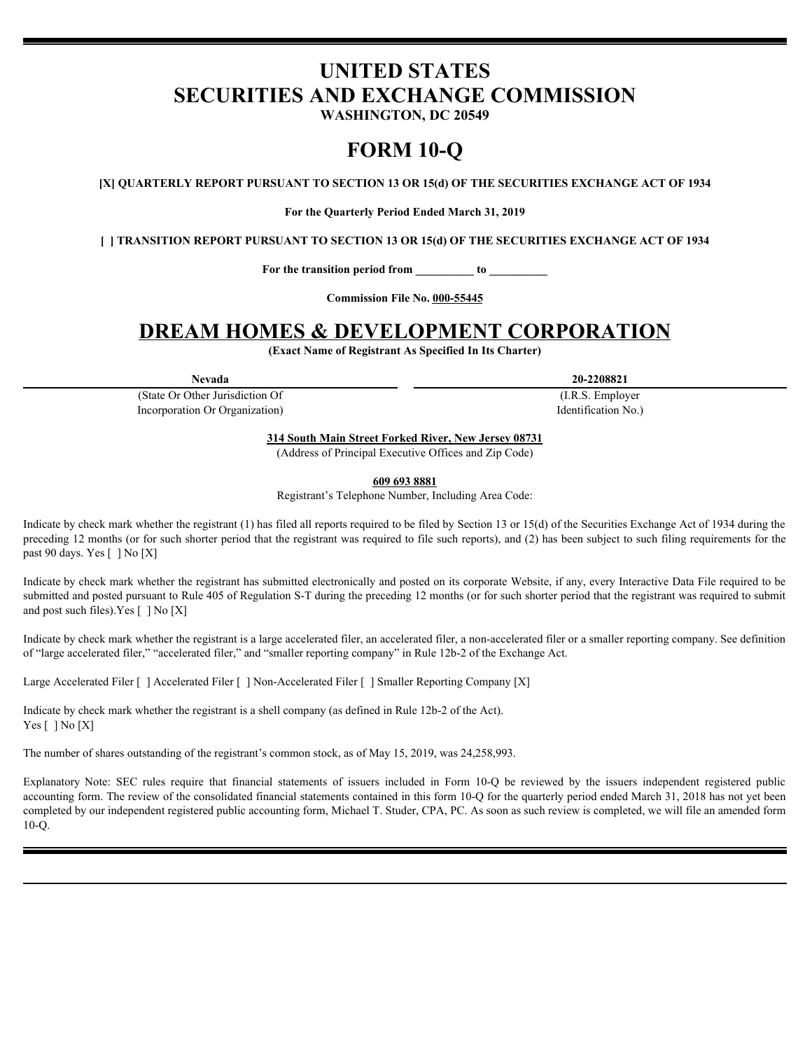# UNITED STATES
# SECURITIES AND EXCHANGE COMMISSION

**WASHINGTON, DC 20549**

# FORM 10-Q

**[X] QUARTERLY REPORT PURSUANT TO SECTION 13 OR 15(d) OF THE SECURITIES EXCHANGE ACT OF 1934**

**For the Quarterly Period Ended March 31, 2019**

**[ ] TRANSITION REPORT PURSUANT TO SECTION 13 OR 15(d) OF THE SECURITIES EXCHANGE ACT OF 1934**

**For the transition period from _________ to _________**

**Commission File No. 000-55445**

# DREAM HOMES & DEVELOPMENT CORPORATION

**(Exact Name of Registrant As Specified In Its Charter)**

| **Nevada** | **20-2208821** |
|---|---|
| (State Or Other Jurisdiction Of Incorporation Or Organization) | (I.R.S. Employer Identification No.) |

**314 South Main Street Forked River, New Jersey 08731**

(Address of Principal Executive Offices and Zip Code)

**609 693 8881**

Registrant's Telephone Number, Including Area Code:

Indicate by check mark whether the registrant (1) has filed all reports required to be filed by Section 13 or 15(d) of the Securities Exchange Act of 1934 during the preceding 12 months (or for such shorter period that the registrant was required to file such reports), and (2) has been subject to such filing requirements for the past 90 days. Yes [ ] No [X]

Indicate by check mark whether the registrant has submitted electronically and posted on its corporate Website, if any, every Interactive Data File required to be submitted and posted pursuant to Rule 405 of Regulation S-T during the preceding 12 months (or for such shorter period that the registrant was required to submit and post such files).Yes [ ] No [X]

Indicate by check mark whether the registrant is a large accelerated filer, an accelerated filer, a non-accelerated filer or a smaller reporting company. See definition of "large accelerated filer," "accelerated filer," and "smaller reporting company" in Rule 12b-2 of the Exchange Act.

Large Accelerated Filer [ ] Accelerated Filer [ ] Non-Accelerated Filer [ ] Smaller Reporting Company [X]

Indicate by check mark whether the registrant is a shell company (as defined in Rule 12b-2 of the Act).
Yes [ ] No [X]

The number of shares outstanding of the registrant's common stock, as of May 15, 2019, was 24,258,993.

Explanatory Note: SEC rules require that financial statements of issuers included in Form 10-Q be reviewed by the issuers independent registered public accounting form. The review of the consolidated financial statements contained in this form 10-Q for the quarterly period ended March 31, 2018 has not yet been completed by our independent registered public accounting form, Michael T. Studer, CPA, PC. As soon as such review is completed, we will file an amended form 10-Q.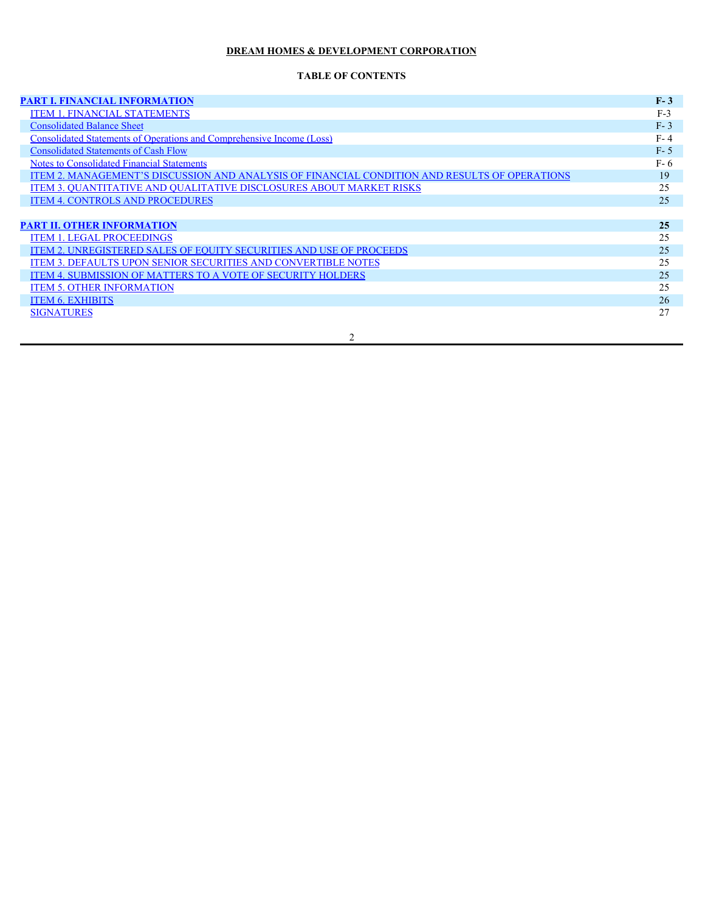**DREAM HOMES & DEVELOPMENT CORPORATION**

**TABLE OF CONTENTS**

| | |
|---|---|
| **PART I. FINANCIAL INFORMATION** | **F- 3** |
| ITEM 1. FINANCIAL STATEMENTS | F-3 |
| Consolidated Balance Sheet | F- 3 |
| Consolidated Statements of Operations and Comprehensive Income (Loss) | F- 4 |
| Consolidated Statements of Cash Flow | F- 5 |
| Notes to Consolidated Financial Statements | F- 6 |
| ITEM 2. MANAGEMENT'S DISCUSSION AND ANALYSIS OF FINANCIAL CONDITION AND RESULTS OF OPERATIONS | 19 |
| ITEM 3. QUANTITATIVE AND QUALITATIVE DISCLOSURES ABOUT MARKET RISKS | 25 |
| ITEM 4. CONTROLS AND PROCEDURES | 25 |
| | |
| **PART II. OTHER INFORMATION** | **25** |
| ITEM 1. LEGAL PROCEEDINGS | 25 |
| ITEM 2. UNREGISTERED SALES OF EQUITY SECURITIES AND USE OF PROCEEDS | 25 |
| ITEM 3. DEFAULTS UPON SENIOR SECURITIES AND CONVERTIBLE NOTES | 25 |
| ITEM 4. SUBMISSION OF MATTERS TO A VOTE OF SECURITY HOLDERS | 25 |
| ITEM 5. OTHER INFORMATION | 25 |
| ITEM 6. EXHIBITS | 26 |
| SIGNATURES | 27 |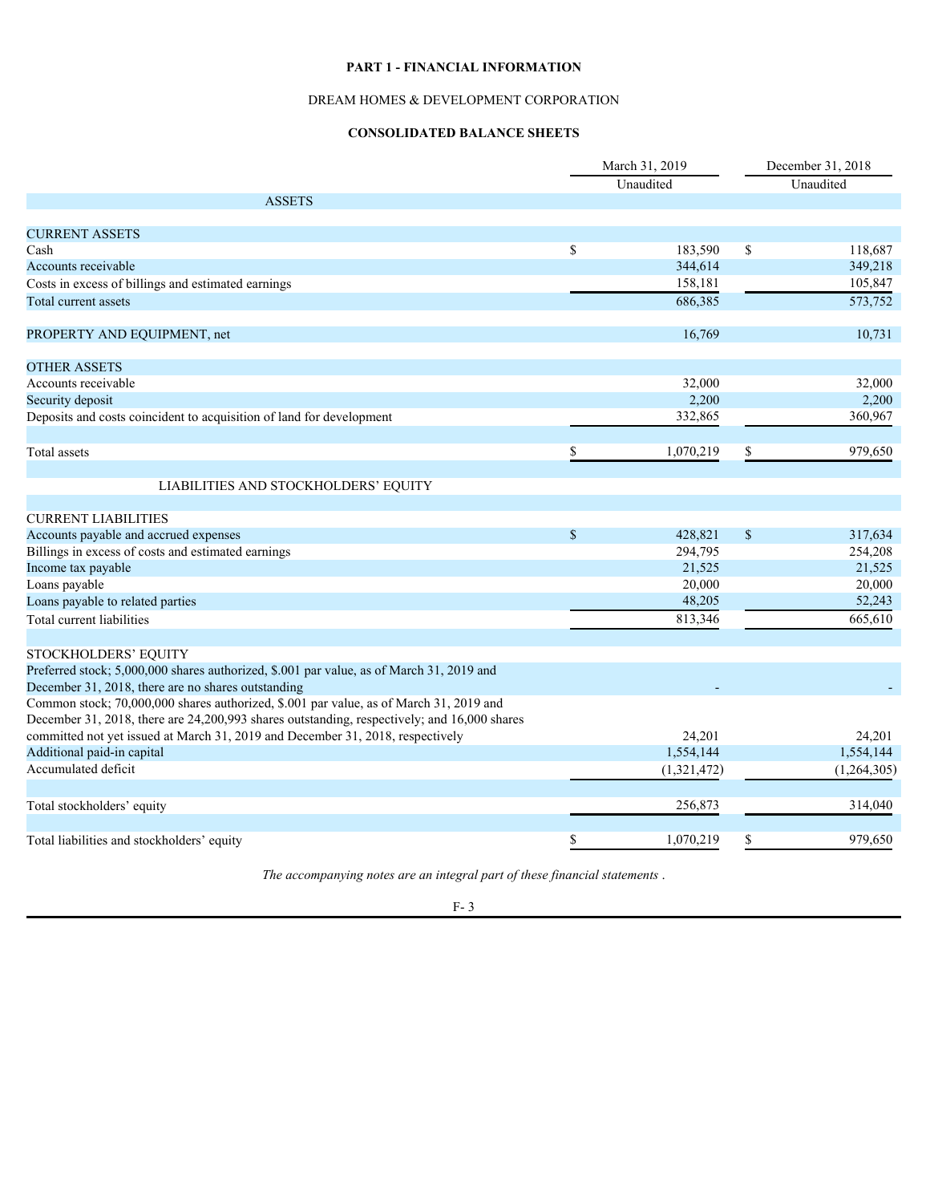# PART 1 - FINANCIAL INFORMATION

## DREAM HOMES & DEVELOPMENT CORPORATION

## CONSOLIDATED BALANCE SHEETS

| | March 31, 2019 | December 31, 2018 |
|---|---|---|
| | Unaudited | Unaudited |
| **ASSETS** | | |
| CURRENT ASSETS | | |
| Cash | $ 183,590 | $ 118,687 |
| Accounts receivable | 344,614 | 349,218 |
| Costs in excess of billings and estimated earnings | 158,181 | 105,847 |
| Total current assets | 686,385 | 573,752 |
| PROPERTY AND EQUIPMENT, net | 16,769 | 10,731 |
| OTHER ASSETS | | |
| Accounts receivable | 32,000 | 32,000 |
| Security deposit | 2,200 | 2,200 |
| Deposits and costs coincident to acquisition of land for development | 332,865 | 360,967 |
| Total assets | $ 1,070,219 | $ 979,650 |
| **LIABILITIES AND STOCKHOLDERS' EQUITY** | | |
| CURRENT LIABILITIES | | |
| Accounts payable and accrued expenses | $ 428,821 | $ 317,634 |
| Billings in excess of costs and estimated earnings | 294,795 | 254,208 |
| Income tax payable | 21,525 | 21,525 |
| Loans payable | 20,000 | 20,000 |
| Loans payable to related parties | 48,205 | 52,243 |
| Total current liabilities | 813,346 | 665,610 |
| STOCKHOLDERS' EQUITY | | |
| Preferred stock; 5,000,000 shares authorized, $.001 par value, as of March 31, 2019 and December 31, 2018, there are no shares outstanding | - | - |
| Common stock; 70,000,000 shares authorized, $.001 par value, as of March 31, 2019 and December 31, 2018, there are 24,200,993 shares outstanding, respectively; and 16,000 shares committed not yet issued at March 31, 2019 and December 31, 2018, respectively | 24,201 | 24,201 |
| Additional paid-in capital | 1,554,144 | 1,554,144 |
| Accumulated deficit | (1,321,472) | (1,264,305) |
| Total stockholders' equity | 256,873 | 314,040 |
| Total liabilities and stockholders' equity | $ 1,070,219 | $ 979,650 |

*The accompanying notes are an integral part of these financial statements .*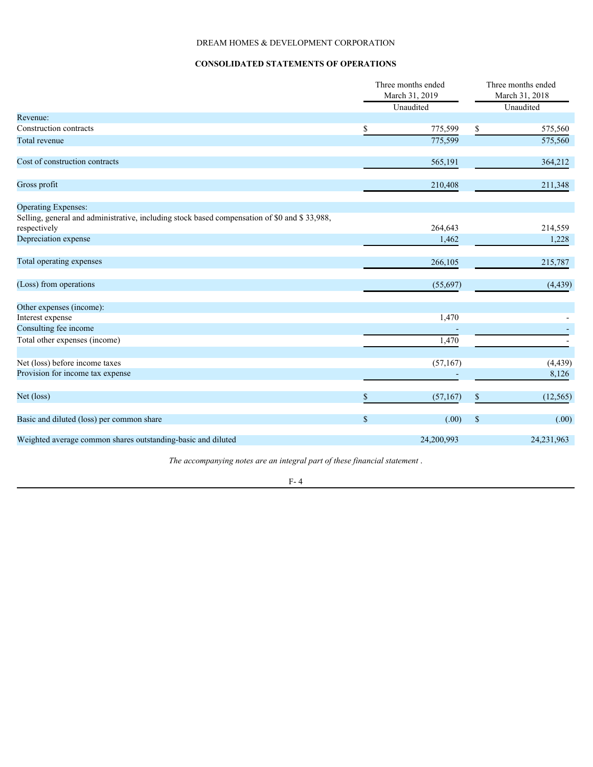DREAM HOMES & DEVELOPMENT CORPORATION

## CONSOLIDATED STATEMENTS OF OPERATIONS

| | Three months ended March 31, 2019 | Three months ended March 31, 2018 |
|---|---|---|
| | Unaudited | Unaudited |
| Revenue: | | |
| Construction contracts | $ 775,599 | $ 575,560 |
| Total revenue | 775,599 | 575,560 |
| | | |
| Cost of construction contracts | 565,191 | 364,212 |
| | | |
| Gross profit | 210,408 | 211,348 |
| | | |
| Operating Expenses: | | |
| Selling, general and administrative, including stock based compensation of $0 and $ 33,988, respectively | 264,643 | 214,559 |
| Depreciation expense | 1,462 | 1,228 |
| | | |
| Total operating expenses | 266,105 | 215,787 |
| | | |
| (Loss) from operations | (55,697) | (4,439) |
| | | |
| Other expenses (income): | | |
| Interest expense | 1,470 | - |
| Consulting fee income | - | - |
| Total other expenses (income) | 1,470 | - |
| | | |
| Net (loss) before income taxes | (57,167) | (4,439) |
| Provision for income tax expense | - | 8,126 |
| | | |
| Net (loss) | $ (57,167) | $ (12,565) |
| | | |
| Basic and diluted (loss) per common share | $ (.00) | $ (.00) |
| | | |
| Weighted average common shares outstanding-basic and diluted | 24,200,993 | 24,231,963 |

*The accompanying notes are an integral part of these financial statement .*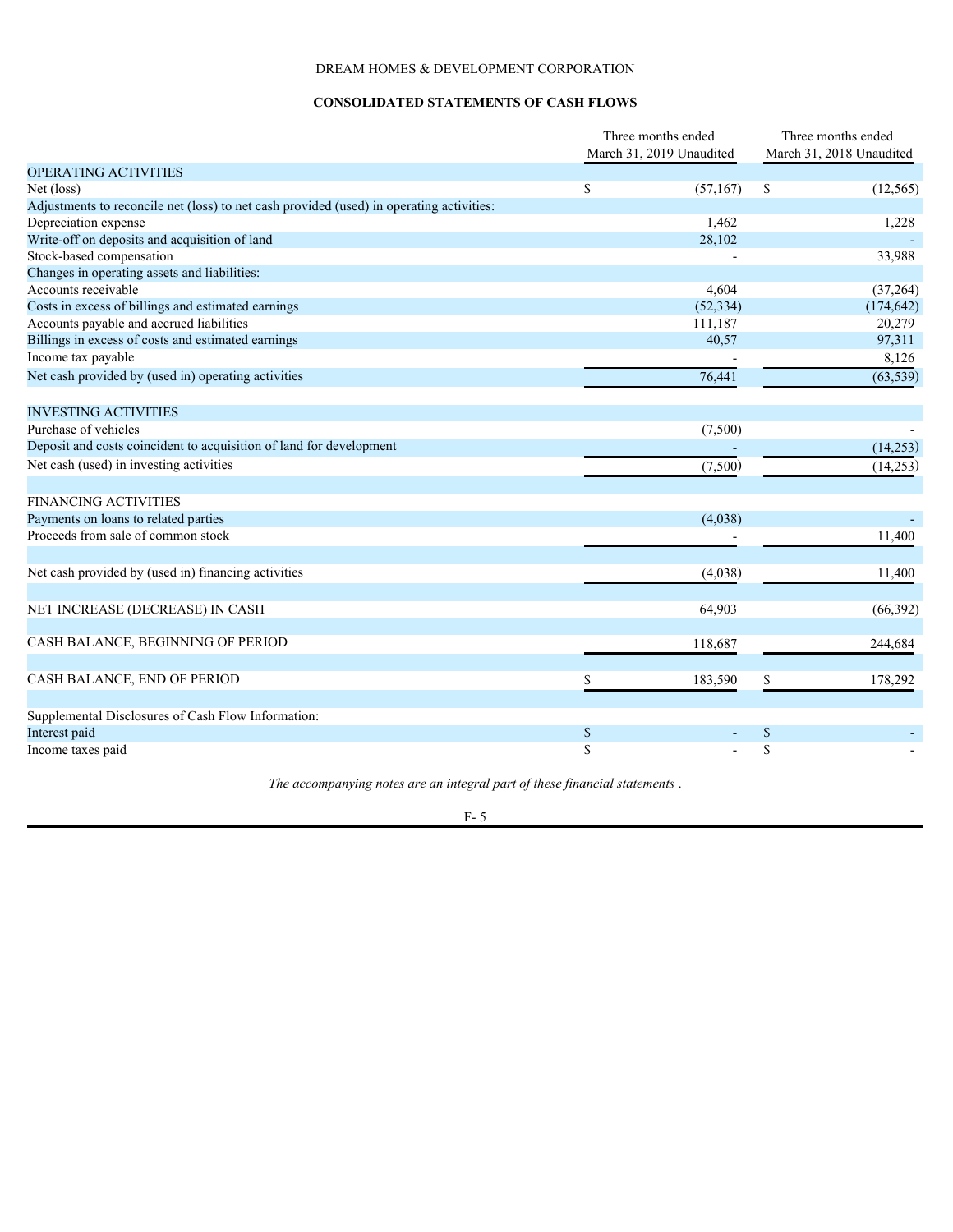DREAM HOMES & DEVELOPMENT CORPORATION

**CONSOLIDATED STATEMENTS OF CASH FLOWS**

| | Three months ended March 31, 2019 Unaudited | Three months ended March 31, 2018 Unaudited |
|---|---|---|
| OPERATING ACTIVITIES | | |
| Net (loss) | $ (57,167) | $ (12,565) |
| Adjustments to reconcile net (loss) to net cash provided (used) in operating activities: | | |
| Depreciation expense | 1,462 | 1,228 |
| Write-off on deposits and acquisition of land | 28,102 | - |
| Stock-based compensation | - | 33,988 |
| Changes in operating assets and liabilities: | | |
| Accounts receivable | 4,604 | (37,264) |
| Costs in excess of billings and estimated earnings | (52,334) | (174,642) |
| Accounts payable and accrued liabilities | 111,187 | 20,279 |
| Billings in excess of costs and estimated earnings | 40,57 | 97,311 |
| Income tax payable | - | 8,126 |
| Net cash provided by (used in) operating activities | 76,441 | (63,539) |
| | | |
| INVESTING ACTIVITIES | | |
| Purchase of vehicles | (7,500) | - |
| Deposit and costs coincident to acquisition of land for development | - | (14,253) |
| Net cash (used) in investing activities | (7,500) | (14,253) |
| | | |
| FINANCING ACTIVITIES | | |
| Payments on loans to related parties | (4,038) | - |
| Proceeds from sale of common stock | - | 11,400 |
| | | |
| Net cash provided by (used in) financing activities | (4,038) | 11,400 |
| | | |
| NET INCREASE (DECREASE) IN CASH | 64,903 | (66,392) |
| | | |
| CASH BALANCE, BEGINNING OF PERIOD | 118,687 | 244,684 |
| | | |
| CASH BALANCE, END OF PERIOD | $ 183,590 | $ 178,292 |
| | | |
| Supplemental Disclosures of Cash Flow Information: | | |
| Interest paid | $ - | $ - |
| Income taxes paid | $ - | $ - |

*The accompanying notes are an integral part of these financial statements .*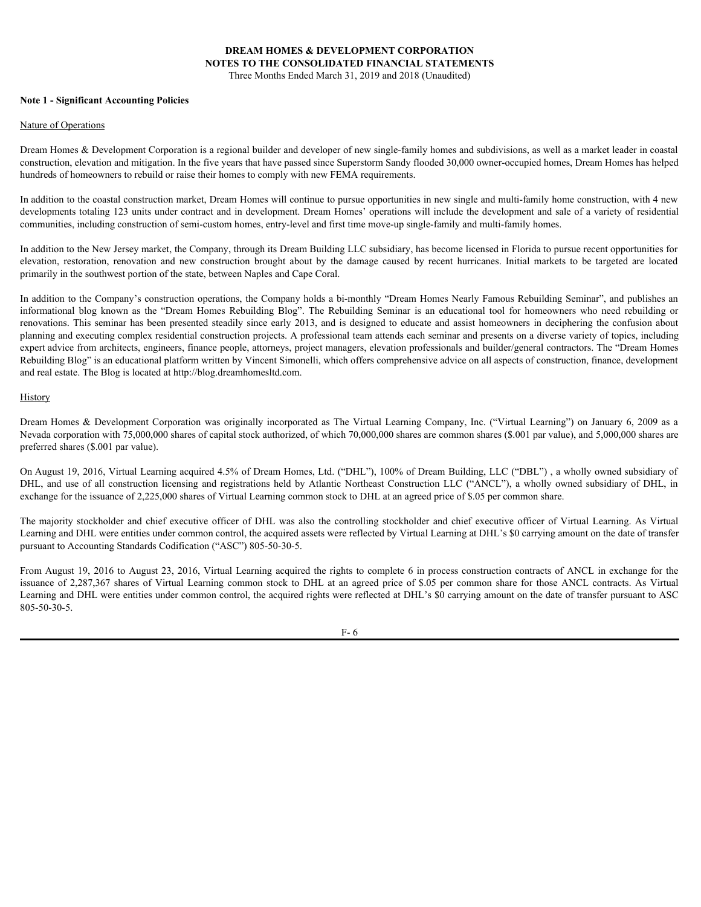# DREAM HOMES & DEVELOPMENT CORPORATION
## NOTES TO THE CONSOLIDATED FINANCIAL STATEMENTS
Three Months Ended March 31, 2019 and 2018 (Unaudited)

**Note 1 - Significant Accounting Policies**

Nature of Operations

Dream Homes & Development Corporation is a regional builder and developer of new single-family homes and subdivisions, as well as a market leader in coastal construction, elevation and mitigation. In the five years that have passed since Superstorm Sandy flooded 30,000 owner-occupied homes, Dream Homes has helped hundreds of homeowners to rebuild or raise their homes to comply with new FEMA requirements.

In addition to the coastal construction market, Dream Homes will continue to pursue opportunities in new single and multi-family home construction, with 4 new developments totaling 123 units under contract and in development. Dream Homes' operations will include the development and sale of a variety of residential communities, including construction of semi-custom homes, entry-level and first time move-up single-family and multi-family homes.

In addition to the New Jersey market, the Company, through its Dream Building LLC subsidiary, has become licensed in Florida to pursue recent opportunities for elevation, restoration, renovation and new construction brought about by the damage caused by recent hurricanes. Initial markets to be targeted are located primarily in the southwest portion of the state, between Naples and Cape Coral.

In addition to the Company's construction operations, the Company holds a bi-monthly "Dream Homes Nearly Famous Rebuilding Seminar", and publishes an informational blog known as the "Dream Homes Rebuilding Blog". The Rebuilding Seminar is an educational tool for homeowners who need rebuilding or renovations. This seminar has been presented steadily since early 2013, and is designed to educate and assist homeowners in deciphering the confusion about planning and executing complex residential construction projects. A professional team attends each seminar and presents on a diverse variety of topics, including expert advice from architects, engineers, finance people, attorneys, project managers, elevation professionals and builder/general contractors. The "Dream Homes Rebuilding Blog" is an educational platform written by Vincent Simonelli, which offers comprehensive advice on all aspects of construction, finance, development and real estate. The Blog is located at http://blog.dreamhomesltd.com.

History

Dream Homes & Development Corporation was originally incorporated as The Virtual Learning Company, Inc. ("Virtual Learning") on January 6, 2009 as a Nevada corporation with 75,000,000 shares of capital stock authorized, of which 70,000,000 shares are common shares ($.001 par value), and 5,000,000 shares are preferred shares ($.001 par value).

On August 19, 2016, Virtual Learning acquired 4.5% of Dream Homes, Ltd. ("DHL"), 100% of Dream Building, LLC ("DBL") , a wholly owned subsidiary of DHL, and use of all construction licensing and registrations held by Atlantic Northeast Construction LLC ("ANCL"), a wholly owned subsidiary of DHL, in exchange for the issuance of 2,225,000 shares of Virtual Learning common stock to DHL at an agreed price of $.05 per common share.

The majority stockholder and chief executive officer of DHL was also the controlling stockholder and chief executive officer of Virtual Learning. As Virtual Learning and DHL were entities under common control, the acquired assets were reflected by Virtual Learning at DHL's $0 carrying amount on the date of transfer pursuant to Accounting Standards Codification ("ASC") 805-50-30-5.

From August 19, 2016 to August 23, 2016, Virtual Learning acquired the rights to complete 6 in process construction contracts of ANCL in exchange for the issuance of 2,287,367 shares of Virtual Learning common stock to DHL at an agreed price of $.05 per common share for those ANCL contracts. As Virtual Learning and DHL were entities under common control, the acquired rights were reflected at DHL's $0 carrying amount on the date of transfer pursuant to ASC 805-50-30-5.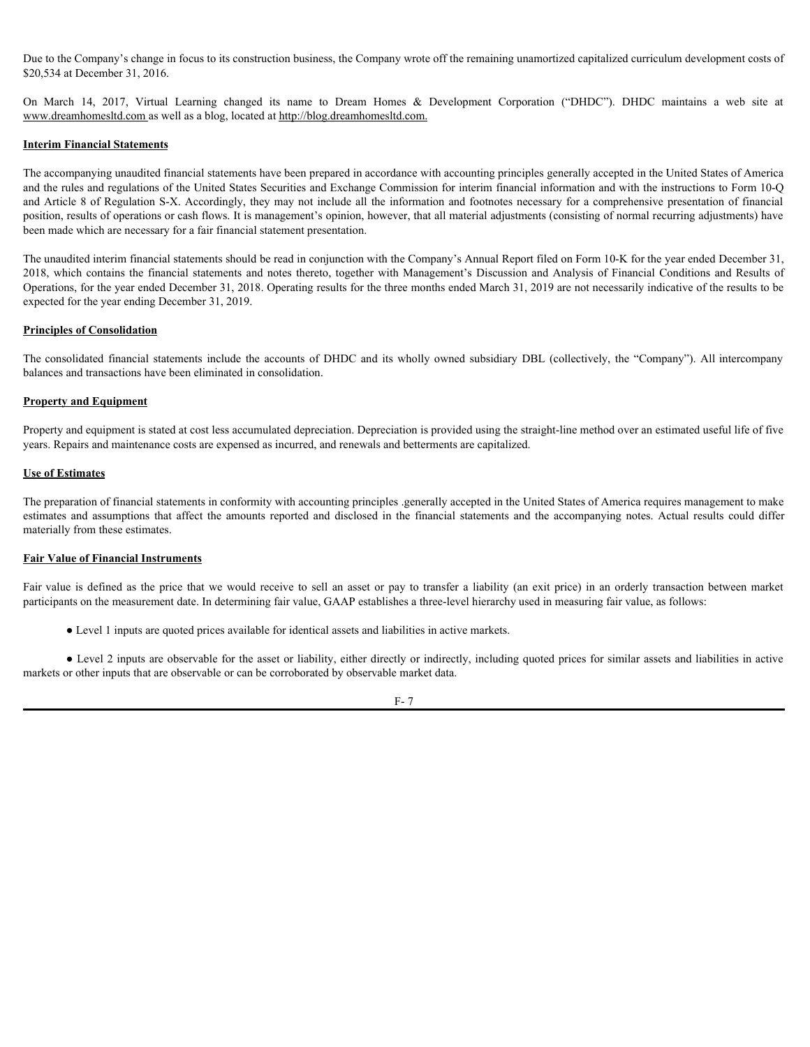Due to the Company's change in focus to its construction business, the Company wrote off the remaining unamortized capitalized curriculum development costs of $20,534 at December 31, 2016.

On March 14, 2017, Virtual Learning changed its name to Dream Homes & Development Corporation ("DHDC"). DHDC maintains a web site at www.dreamhomesltd.com as well as a blog, located at http://blog.dreamhomesltd.com.

**Interim Financial Statements**

The accompanying unaudited financial statements have been prepared in accordance with accounting principles generally accepted in the United States of America and the rules and regulations of the United States Securities and Exchange Commission for interim financial information and with the instructions to Form 10-Q and Article 8 of Regulation S-X. Accordingly, they may not include all the information and footnotes necessary for a comprehensive presentation of financial position, results of operations or cash flows. It is management's opinion, however, that all material adjustments (consisting of normal recurring adjustments) have been made which are necessary for a fair financial statement presentation.

The unaudited interim financial statements should be read in conjunction with the Company's Annual Report filed on Form 10-K for the year ended December 31, 2018, which contains the financial statements and notes thereto, together with Management's Discussion and Analysis of Financial Conditions and Results of Operations, for the year ended December 31, 2018. Operating results for the three months ended March 31, 2019 are not necessarily indicative of the results to be expected for the year ending December 31, 2019.

**Principles of Consolidation**

The consolidated financial statements include the accounts of DHDC and its wholly owned subsidiary DBL (collectively, the "Company"). All intercompany balances and transactions have been eliminated in consolidation.

**Property and Equipment**

Property and equipment is stated at cost less accumulated depreciation. Depreciation is provided using the straight-line method over an estimated useful life of five years. Repairs and maintenance costs are expensed as incurred, and renewals and betterments are capitalized.

**Use of Estimates**

The preparation of financial statements in conformity with accounting principles .generally accepted in the United States of America requires management to make estimates and assumptions that affect the amounts reported and disclosed in the financial statements and the accompanying notes. Actual results could differ materially from these estimates.

**Fair Value of Financial Instruments**

Fair value is defined as the price that we would receive to sell an asset or pay to transfer a liability (an exit price) in an orderly transaction between market participants on the measurement date. In determining fair value, GAAP establishes a three-level hierarchy used in measuring fair value, as follows:

- Level 1 inputs are quoted prices available for identical assets and liabilities in active markets.

- Level 2 inputs are observable for the asset or liability, either directly or indirectly, including quoted prices for similar assets and liabilities in active markets or other inputs that are observable or can be corroborated by observable market data.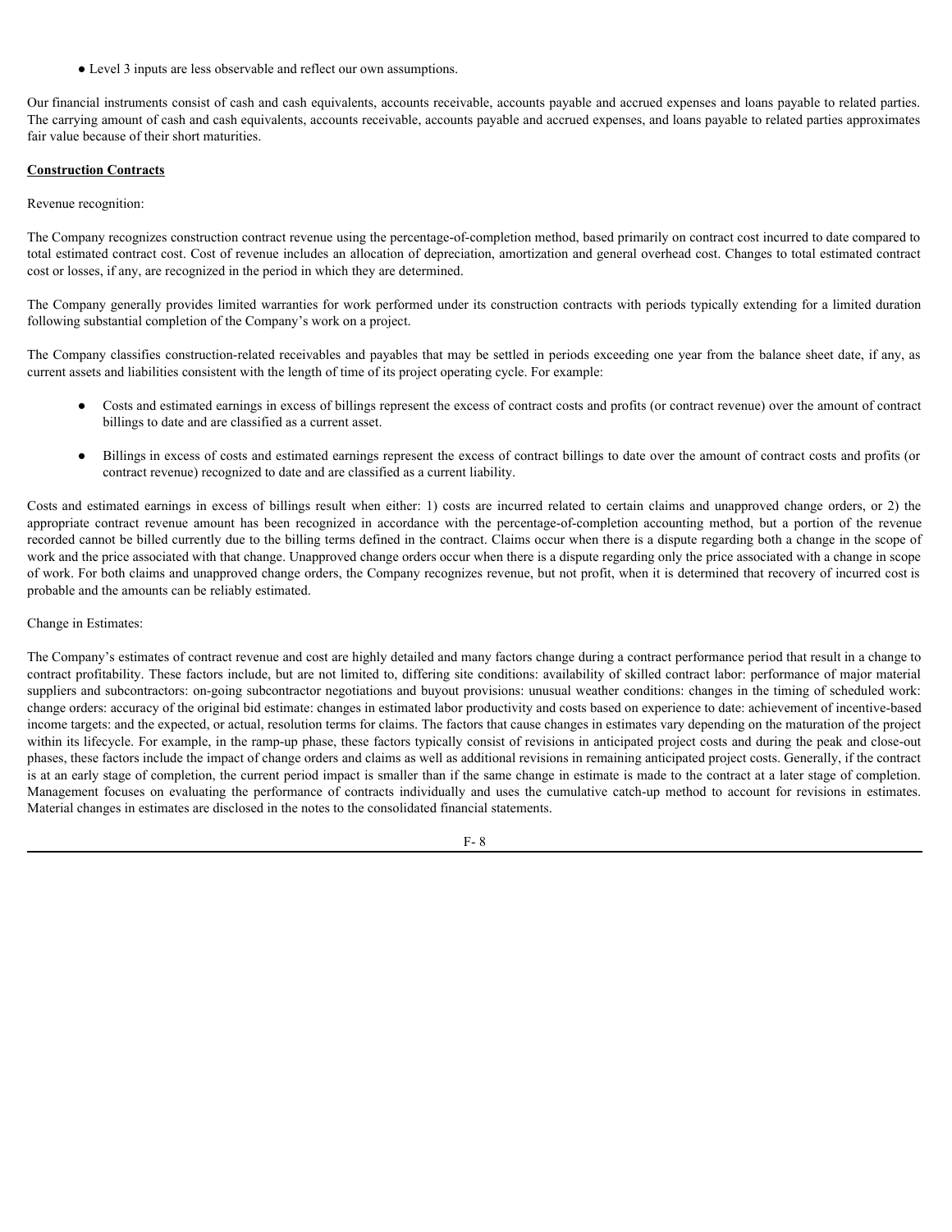- Level 3 inputs are less observable and reflect our own assumptions.

Our financial instruments consist of cash and cash equivalents, accounts receivable, accounts payable and accrued expenses and loans payable to related parties. The carrying amount of cash and cash equivalents, accounts receivable, accounts payable and accrued expenses, and loans payable to related parties approximates fair value because of their short maturities.

**Construction Contracts**

Revenue recognition:

The Company recognizes construction contract revenue using the percentage-of-completion method, based primarily on contract cost incurred to date compared to total estimated contract cost. Cost of revenue includes an allocation of depreciation, amortization and general overhead cost. Changes to total estimated contract cost or losses, if any, are recognized in the period in which they are determined.

The Company generally provides limited warranties for work performed under its construction contracts with periods typically extending for a limited duration following substantial completion of the Company's work on a project.

The Company classifies construction-related receivables and payables that may be settled in periods exceeding one year from the balance sheet date, if any, as current assets and liabilities consistent with the length of time of its project operating cycle. For example:

- Costs and estimated earnings in excess of billings represent the excess of contract costs and profits (or contract revenue) over the amount of contract billings to date and are classified as a current asset.
- Billings in excess of costs and estimated earnings represent the excess of contract billings to date over the amount of contract costs and profits (or contract revenue) recognized to date and are classified as a current liability.

Costs and estimated earnings in excess of billings result when either: 1) costs are incurred related to certain claims and unapproved change orders, or 2) the appropriate contract revenue amount has been recognized in accordance with the percentage-of-completion accounting method, but a portion of the revenue recorded cannot be billed currently due to the billing terms defined in the contract. Claims occur when there is a dispute regarding both a change in the scope of work and the price associated with that change. Unapproved change orders occur when there is a dispute regarding only the price associated with a change in scope of work. For both claims and unapproved change orders, the Company recognizes revenue, but not profit, when it is determined that recovery of incurred cost is probable and the amounts can be reliably estimated.

Change in Estimates:

The Company's estimates of contract revenue and cost are highly detailed and many factors change during a contract performance period that result in a change to contract profitability. These factors include, but are not limited to, differing site conditions: availability of skilled contract labor: performance of major material suppliers and subcontractors: on-going subcontractor negotiations and buyout provisions: unusual weather conditions: changes in the timing of scheduled work: change orders: accuracy of the original bid estimate: changes in estimated labor productivity and costs based on experience to date: achievement of incentive-based income targets: and the expected, or actual, resolution terms for claims. The factors that cause changes in estimates vary depending on the maturation of the project within its lifecycle. For example, in the ramp-up phase, these factors typically consist of revisions in anticipated project costs and during the peak and close-out phases, these factors include the impact of change orders and claims as well as additional revisions in remaining anticipated project costs. Generally, if the contract is at an early stage of completion, the current period impact is smaller than if the same change in estimate is made to the contract at a later stage of completion. Management focuses on evaluating the performance of contracts individually and uses the cumulative catch-up method to account for revisions in estimates. Material changes in estimates are disclosed in the notes to the consolidated financial statements.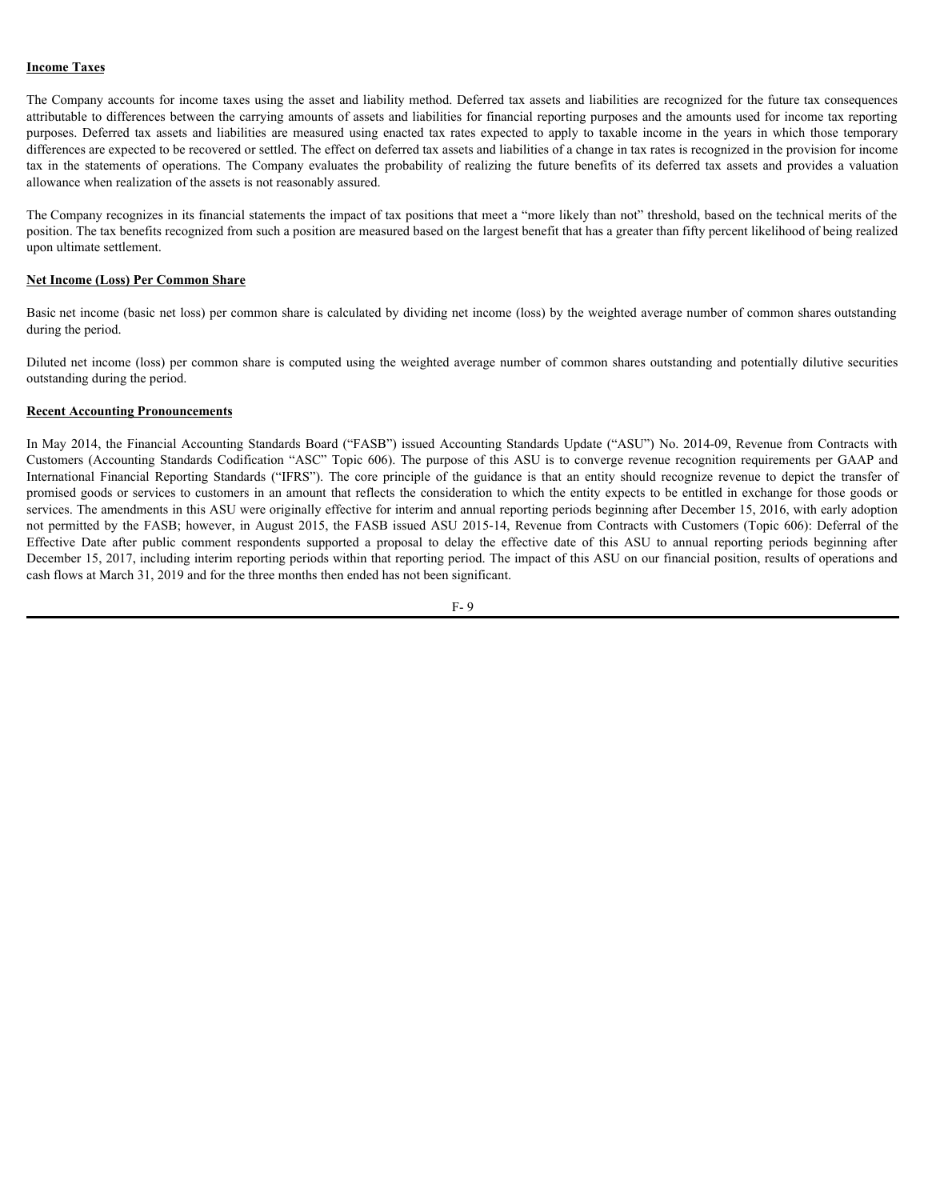**Income Taxes**

The Company accounts for income taxes using the asset and liability method. Deferred tax assets and liabilities are recognized for the future tax consequences attributable to differences between the carrying amounts of assets and liabilities for financial reporting purposes and the amounts used for income tax reporting purposes. Deferred tax assets and liabilities are measured using enacted tax rates expected to apply to taxable income in the years in which those temporary differences are expected to be recovered or settled. The effect on deferred tax assets and liabilities of a change in tax rates is recognized in the provision for income tax in the statements of operations. The Company evaluates the probability of realizing the future benefits of its deferred tax assets and provides a valuation allowance when realization of the assets is not reasonably assured.

The Company recognizes in its financial statements the impact of tax positions that meet a "more likely than not" threshold, based on the technical merits of the position. The tax benefits recognized from such a position are measured based on the largest benefit that has a greater than fifty percent likelihood of being realized upon ultimate settlement.

**Net Income (Loss) Per Common Share**

Basic net income (basic net loss) per common share is calculated by dividing net income (loss) by the weighted average number of common shares outstanding during the period.

Diluted net income (loss) per common share is computed using the weighted average number of common shares outstanding and potentially dilutive securities outstanding during the period.

**Recent Accounting Pronouncements**

In May 2014, the Financial Accounting Standards Board ("FASB") issued Accounting Standards Update ("ASU") No. 2014-09, Revenue from Contracts with Customers (Accounting Standards Codification "ASC" Topic 606). The purpose of this ASU is to converge revenue recognition requirements per GAAP and International Financial Reporting Standards ("IFRS"). The core principle of the guidance is that an entity should recognize revenue to depict the transfer of promised goods or services to customers in an amount that reflects the consideration to which the entity expects to be entitled in exchange for those goods or services. The amendments in this ASU were originally effective for interim and annual reporting periods beginning after December 15, 2016, with early adoption not permitted by the FASB; however, in August 2015, the FASB issued ASU 2015-14, Revenue from Contracts with Customers (Topic 606): Deferral of the Effective Date after public comment respondents supported a proposal to delay the effective date of this ASU to annual reporting periods beginning after December 15, 2017, including interim reporting periods within that reporting period. The impact of this ASU on our financial position, results of operations and cash flows at March 31, 2019 and for the three months then ended has not been significant.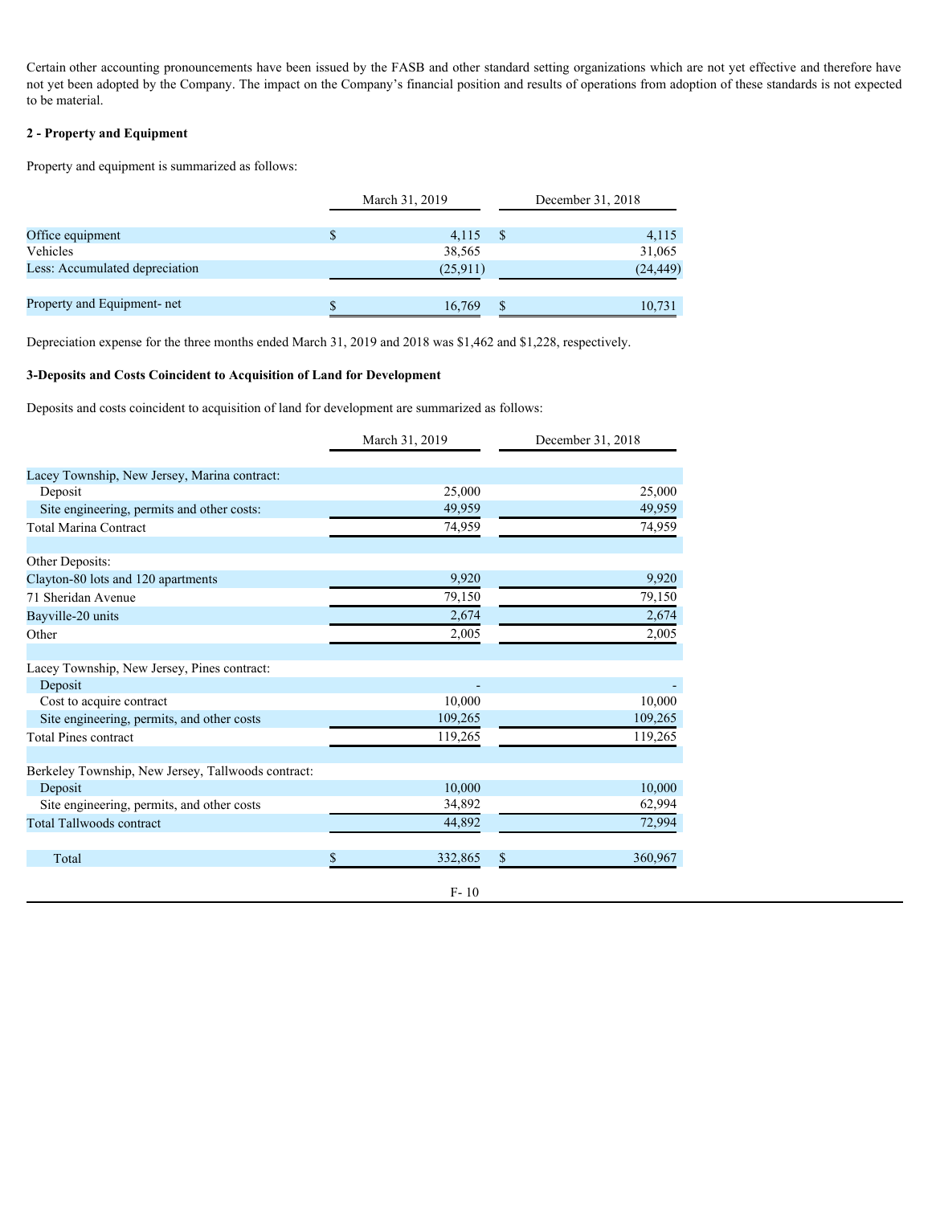Certain other accounting pronouncements have been issued by the FASB and other standard setting organizations which are not yet effective and therefore have not yet been adopted by the Company. The impact on the Company's financial position and results of operations from adoption of these standards is not expected to be material.

**2 - Property and Equipment**

Property and equipment is summarized as follows:

| | March 31, 2019 | December 31, 2018 |
|---|---|---|
| Office equipment | $ 4,115 | $ 4,115 |
| Vehicles | 38,565 | 31,065 |
| Less: Accumulated depreciation | (25,911) | (24,449) |
| Property and Equipment- net | $ 16,769 | $ 10,731 |

Depreciation expense for the three months ended March 31, 2019 and 2018 was $1,462 and $1,228, respectively.

**3-Deposits and Costs Coincident to Acquisition of Land for Development**

Deposits and costs coincident to acquisition of land for development are summarized as follows:

| | March 31, 2019 | December 31, 2018 |
|---|---|---|
| Lacey Township, New Jersey, Marina contract: | | |
| Deposit | 25,000 | 25,000 |
| Site engineering, permits and other costs: | 49,959 | 49,959 |
| Total Marina Contract | 74,959 | 74,959 |
| | | |
| Other Deposits: | | |
| Clayton-80 lots and 120 apartments | 9,920 | 9,920 |
| 71 Sheridan Avenue | 79,150 | 79,150 |
| Bayville-20 units | 2,674 | 2,674 |
| Other | 2,005 | 2,005 |
| | | |
| Lacey Township, New Jersey, Pines contract: | | |
| Deposit | - | - |
| Cost to acquire contract | 10,000 | 10,000 |
| Site engineering, permits, and other costs | 109,265 | 109,265 |
| Total Pines contract | 119,265 | 119,265 |
| | | |
| Berkeley Township, New Jersey, Tallwoods contract: | | |
| Deposit | 10,000 | 10,000 |
| Site engineering, permits, and other costs | 34,892 | 62,994 |
| Total Tallwoods contract | 44,892 | 72,994 |
| | | |
| Total | $ 332,865 | $ 360,967 |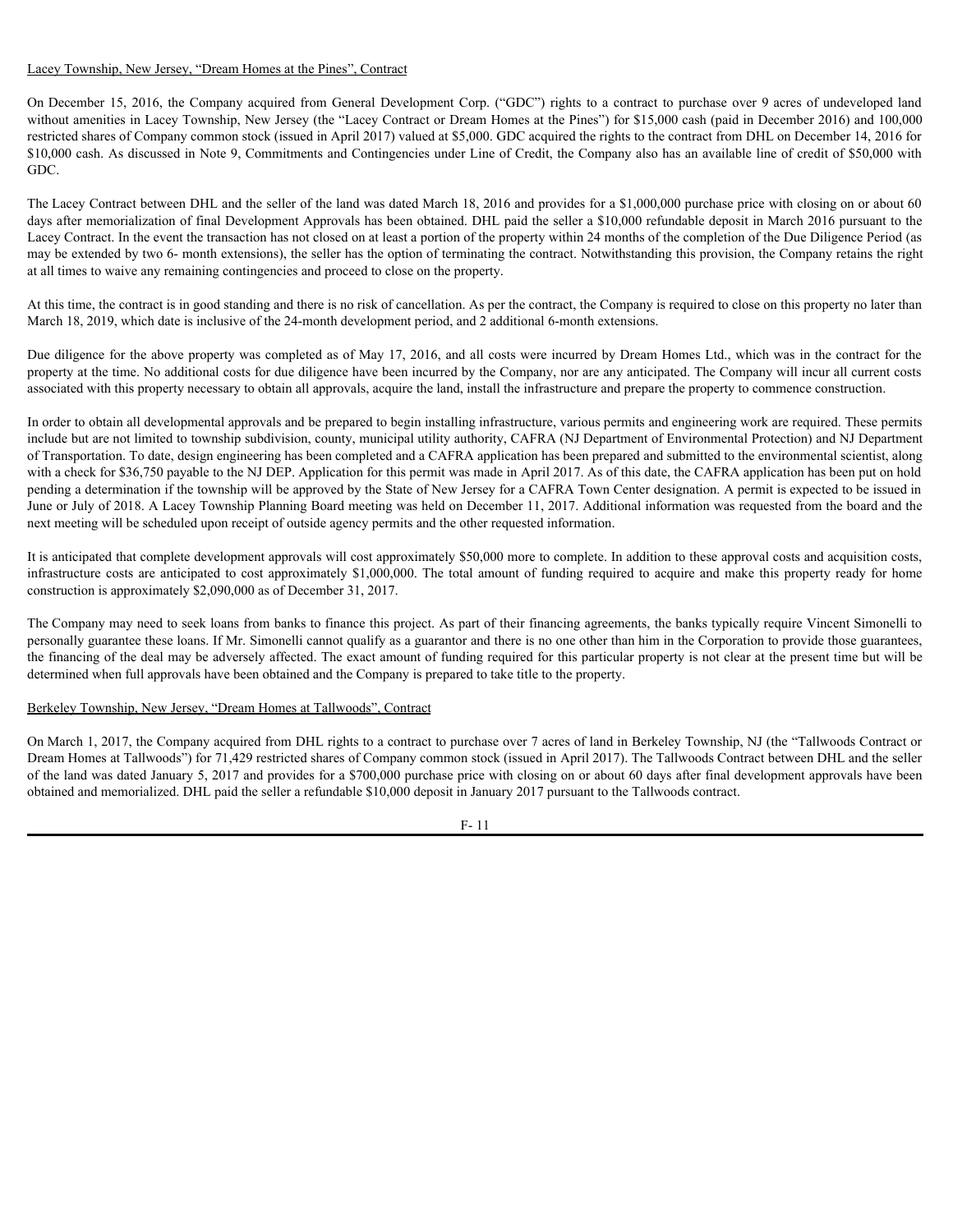Lacey Township, New Jersey, "Dream Homes at the Pines", Contract

On December 15, 2016, the Company acquired from General Development Corp. ("GDC") rights to a contract to purchase over 9 acres of undeveloped land without amenities in Lacey Township, New Jersey (the "Lacey Contract or Dream Homes at the Pines") for $15,000 cash (paid in December 2016) and 100,000 restricted shares of Company common stock (issued in April 2017) valued at $5,000. GDC acquired the rights to the contract from DHL on December 14, 2016 for $10,000 cash. As discussed in Note 9, Commitments and Contingencies under Line of Credit, the Company also has an available line of credit of $50,000 with GDC.

The Lacey Contract between DHL and the seller of the land was dated March 18, 2016 and provides for a $1,000,000 purchase price with closing on or about 60 days after memorialization of final Development Approvals has been obtained. DHL paid the seller a $10,000 refundable deposit in March 2016 pursuant to the Lacey Contract. In the event the transaction has not closed on at least a portion of the property within 24 months of the completion of the Due Diligence Period (as may be extended by two 6- month extensions), the seller has the option of terminating the contract. Notwithstanding this provision, the Company retains the right at all times to waive any remaining contingencies and proceed to close on the property.

At this time, the contract is in good standing and there is no risk of cancellation. As per the contract, the Company is required to close on this property no later than March 18, 2019, which date is inclusive of the 24-month development period, and 2 additional 6-month extensions.

Due diligence for the above property was completed as of May 17, 2016, and all costs were incurred by Dream Homes Ltd., which was in the contract for the property at the time. No additional costs for due diligence have been incurred by the Company, nor are any anticipated. The Company will incur all current costs associated with this property necessary to obtain all approvals, acquire the land, install the infrastructure and prepare the property to commence construction.

In order to obtain all developmental approvals and be prepared to begin installing infrastructure, various permits and engineering work are required. These permits include but are not limited to township subdivision, county, municipal utility authority, CAFRA (NJ Department of Environmental Protection) and NJ Department of Transportation. To date, design engineering has been completed and a CAFRA application has been prepared and submitted to the environmental scientist, along with a check for $36,750 payable to the NJ DEP. Application for this permit was made in April 2017. As of this date, the CAFRA application has been put on hold pending a determination if the township will be approved by the State of New Jersey for a CAFRA Town Center designation. A permit is expected to be issued in June or July of 2018. A Lacey Township Planning Board meeting was held on December 11, 2017. Additional information was requested from the board and the next meeting will be scheduled upon receipt of outside agency permits and the other requested information.

It is anticipated that complete development approvals will cost approximately $50,000 more to complete. In addition to these approval costs and acquisition costs, infrastructure costs are anticipated to cost approximately $1,000,000. The total amount of funding required to acquire and make this property ready for home construction is approximately $2,090,000 as of December 31, 2017.

The Company may need to seek loans from banks to finance this project. As part of their financing agreements, the banks typically require Vincent Simonelli to personally guarantee these loans. If Mr. Simonelli cannot qualify as a guarantor and there is no one other than him in the Corporation to provide those guarantees, the financing of the deal may be adversely affected. The exact amount of funding required for this particular property is not clear at the present time but will be determined when full approvals have been obtained and the Company is prepared to take title to the property.

Berkeley Township, New Jersey, "Dream Homes at Tallwoods", Contract

On March 1, 2017, the Company acquired from DHL rights to a contract to purchase over 7 acres of land in Berkeley Township, NJ (the "Tallwoods Contract or Dream Homes at Tallwoods") for 71,429 restricted shares of Company common stock (issued in April 2017). The Tallwoods Contract between DHL and the seller of the land was dated January 5, 2017 and provides for a $700,000 purchase price with closing on or about 60 days after final development approvals have been obtained and memorialized. DHL paid the seller a refundable $10,000 deposit in January 2017 pursuant to the Tallwoods contract.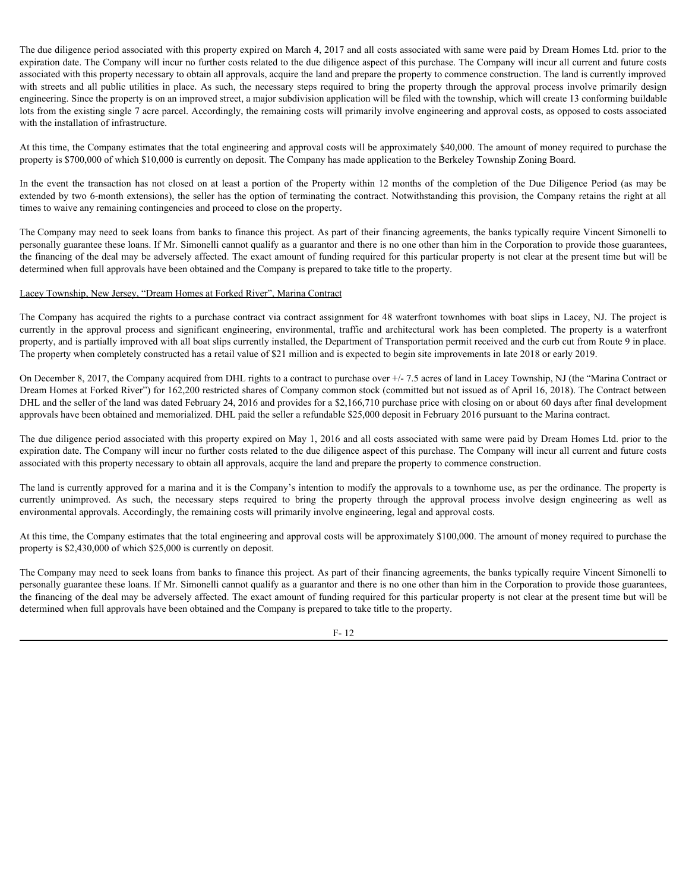The due diligence period associated with this property expired on March 4, 2017 and all costs associated with same were paid by Dream Homes Ltd. prior to the expiration date. The Company will incur no further costs related to the due diligence aspect of this purchase. The Company will incur all current and future costs associated with this property necessary to obtain all approvals, acquire the land and prepare the property to commence construction. The land is currently improved with streets and all public utilities in place. As such, the necessary steps required to bring the property through the approval process involve primarily design engineering. Since the property is on an improved street, a major subdivision application will be filed with the township, which will create 13 conforming buildable lots from the existing single 7 acre parcel. Accordingly, the remaining costs will primarily involve engineering and approval costs, as opposed to costs associated with the installation of infrastructure.

At this time, the Company estimates that the total engineering and approval costs will be approximately $40,000. The amount of money required to purchase the property is $700,000 of which $10,000 is currently on deposit. The Company has made application to the Berkeley Township Zoning Board.

In the event the transaction has not closed on at least a portion of the Property within 12 months of the completion of the Due Diligence Period (as may be extended by two 6-month extensions), the seller has the option of terminating the contract. Notwithstanding this provision, the Company retains the right at all times to waive any remaining contingencies and proceed to close on the property.

The Company may need to seek loans from banks to finance this project. As part of their financing agreements, the banks typically require Vincent Simonelli to personally guarantee these loans. If Mr. Simonelli cannot qualify as a guarantor and there is no one other than him in the Corporation to provide those guarantees, the financing of the deal may be adversely affected. The exact amount of funding required for this particular property is not clear at the present time but will be determined when full approvals have been obtained and the Company is prepared to take title to the property.

Lacey Township, New Jersey, "Dream Homes at Forked River", Marina Contract

The Company has acquired the rights to a purchase contract via contract assignment for 48 waterfront townhomes with boat slips in Lacey, NJ. The project is currently in the approval process and significant engineering, environmental, traffic and architectural work has been completed. The property is a waterfront property, and is partially improved with all boat slips currently installed, the Department of Transportation permit received and the curb cut from Route 9 in place. The property when completely constructed has a retail value of $21 million and is expected to begin site improvements in late 2018 or early 2019.

On December 8, 2017, the Company acquired from DHL rights to a contract to purchase over +/- 7.5 acres of land in Lacey Township, NJ (the "Marina Contract or Dream Homes at Forked River") for 162,200 restricted shares of Company common stock (committed but not issued as of April 16, 2018). The Contract between DHL and the seller of the land was dated February 24, 2016 and provides for a $2,166,710 purchase price with closing on or about 60 days after final development approvals have been obtained and memorialized. DHL paid the seller a refundable $25,000 deposit in February 2016 pursuant to the Marina contract.

The due diligence period associated with this property expired on May 1, 2016 and all costs associated with same were paid by Dream Homes Ltd. prior to the expiration date. The Company will incur no further costs related to the due diligence aspect of this purchase. The Company will incur all current and future costs associated with this property necessary to obtain all approvals, acquire the land and prepare the property to commence construction.

The land is currently approved for a marina and it is the Company's intention to modify the approvals to a townhome use, as per the ordinance. The property is currently unimproved. As such, the necessary steps required to bring the property through the approval process involve design engineering as well as environmental approvals. Accordingly, the remaining costs will primarily involve engineering, legal and approval costs.

At this time, the Company estimates that the total engineering and approval costs will be approximately $100,000. The amount of money required to purchase the property is $2,430,000 of which $25,000 is currently on deposit.

The Company may need to seek loans from banks to finance this project. As part of their financing agreements, the banks typically require Vincent Simonelli to personally guarantee these loans. If Mr. Simonelli cannot qualify as a guarantor and there is no one other than him in the Corporation to provide those guarantees, the financing of the deal may be adversely affected. The exact amount of funding required for this particular property is not clear at the present time but will be determined when full approvals have been obtained and the Company is prepared to take title to the property.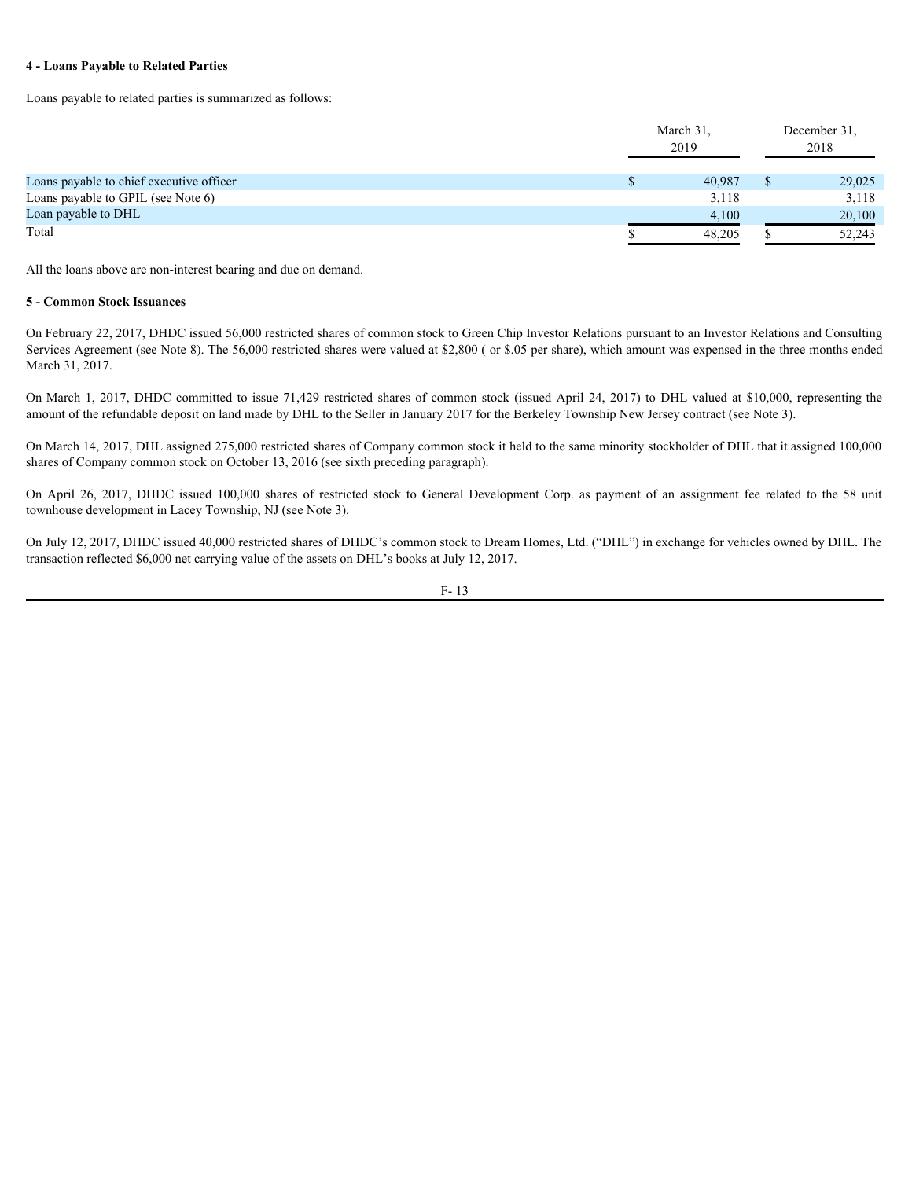**4 - Loans Payable to Related Parties**

Loans payable to related parties is summarized as follows:

| | March 31, 2019 | December 31, 2018 |
|---|---|---|
| Loans payable to chief executive officer | $ 40,987 | $ 29,025 |
| Loans payable to GPIL (see Note 6) | 3,118 | 3,118 |
| Loan payable to DHL | 4,100 | 20,100 |
| Total | $ 48,205 | $ 52,243 |

All the loans above are non-interest bearing and due on demand.

**5 - Common Stock Issuances**

On February 22, 2017, DHDC issued 56,000 restricted shares of common stock to Green Chip Investor Relations pursuant to an Investor Relations and Consulting Services Agreement (see Note 8). The 56,000 restricted shares were valued at $2,800 ( or $.05 per share), which amount was expensed in the three months ended March 31, 2017.

On March 1, 2017, DHDC committed to issue 71,429 restricted shares of common stock (issued April 24, 2017) to DHL valued at $10,000, representing the amount of the refundable deposit on land made by DHL to the Seller in January 2017 for the Berkeley Township New Jersey contract (see Note 3).

On March 14, 2017, DHL assigned 275,000 restricted shares of Company common stock it held to the same minority stockholder of DHL that it assigned 100,000 shares of Company common stock on October 13, 2016 (see sixth preceding paragraph).

On April 26, 2017, DHDC issued 100,000 shares of restricted stock to General Development Corp. as payment of an assignment fee related to the 58 unit townhouse development in Lacey Township, NJ (see Note 3).

On July 12, 2017, DHDC issued 40,000 restricted shares of DHDC's common stock to Dream Homes, Ltd. ("DHL") in exchange for vehicles owned by DHL. The transaction reflected $6,000 net carrying value of the assets on DHL's books at July 12, 2017.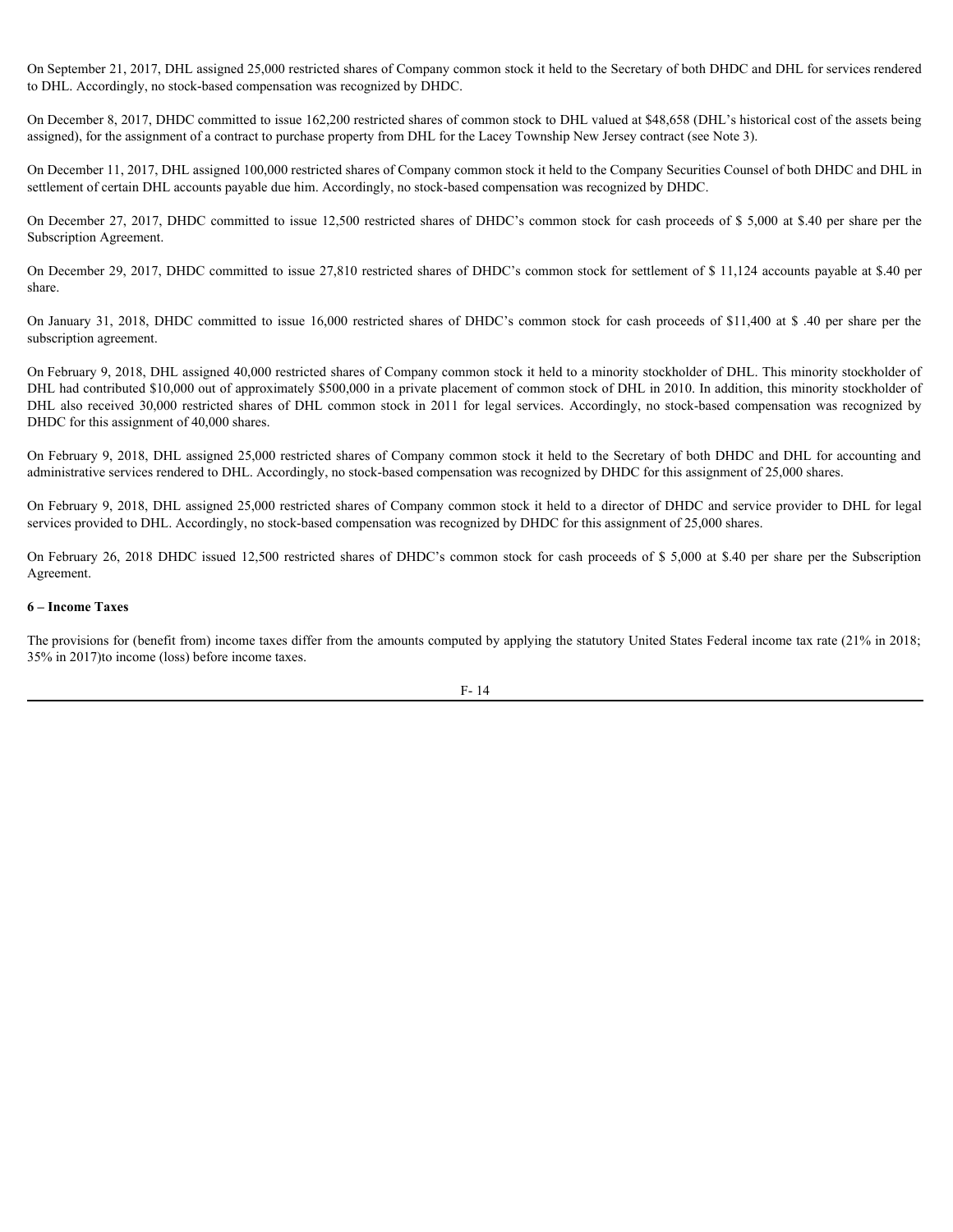On September 21, 2017, DHL assigned 25,000 restricted shares of Company common stock it held to the Secretary of both DHDC and DHL for services rendered to DHL. Accordingly, no stock-based compensation was recognized by DHDC.

On December 8, 2017, DHDC committed to issue 162,200 restricted shares of common stock to DHL valued at $48,658 (DHL's historical cost of the assets being assigned), for the assignment of a contract to purchase property from DHL for the Lacey Township New Jersey contract (see Note 3).

On December 11, 2017, DHL assigned 100,000 restricted shares of Company common stock it held to the Company Securities Counsel of both DHDC and DHL in settlement of certain DHL accounts payable due him. Accordingly, no stock-based compensation was recognized by DHDC.

On December 27, 2017, DHDC committed to issue 12,500 restricted shares of DHDC's common stock for cash proceeds of $ 5,000 at $.40 per share per the Subscription Agreement.

On December 29, 2017, DHDC committed to issue 27,810 restricted shares of DHDC's common stock for settlement of $ 11,124 accounts payable at $.40 per share.

On January 31, 2018, DHDC committed to issue 16,000 restricted shares of DHDC's common stock for cash proceeds of $11,400 at $ .40 per share per the subscription agreement.

On February 9, 2018, DHL assigned 40,000 restricted shares of Company common stock it held to a minority stockholder of DHL. This minority stockholder of DHL had contributed $10,000 out of approximately $500,000 in a private placement of common stock of DHL in 2010. In addition, this minority stockholder of DHL also received 30,000 restricted shares of DHL common stock in 2011 for legal services. Accordingly, no stock-based compensation was recognized by DHDC for this assignment of 40,000 shares.

On February 9, 2018, DHL assigned 25,000 restricted shares of Company common stock it held to the Secretary of both DHDC and DHL for accounting and administrative services rendered to DHL. Accordingly, no stock-based compensation was recognized by DHDC for this assignment of 25,000 shares.

On February 9, 2018, DHL assigned 25,000 restricted shares of Company common stock it held to a director of DHDC and service provider to DHL for legal services provided to DHL. Accordingly, no stock-based compensation was recognized by DHDC for this assignment of 25,000 shares.

On February 26, 2018 DHDC issued 12,500 restricted shares of DHDC's common stock for cash proceeds of $ 5,000 at $.40 per share per the Subscription Agreement.

**6 – Income Taxes**

The provisions for (benefit from) income taxes differ from the amounts computed by applying the statutory United States Federal income tax rate (21% in 2018; 35% in 2017)to income (loss) before income taxes.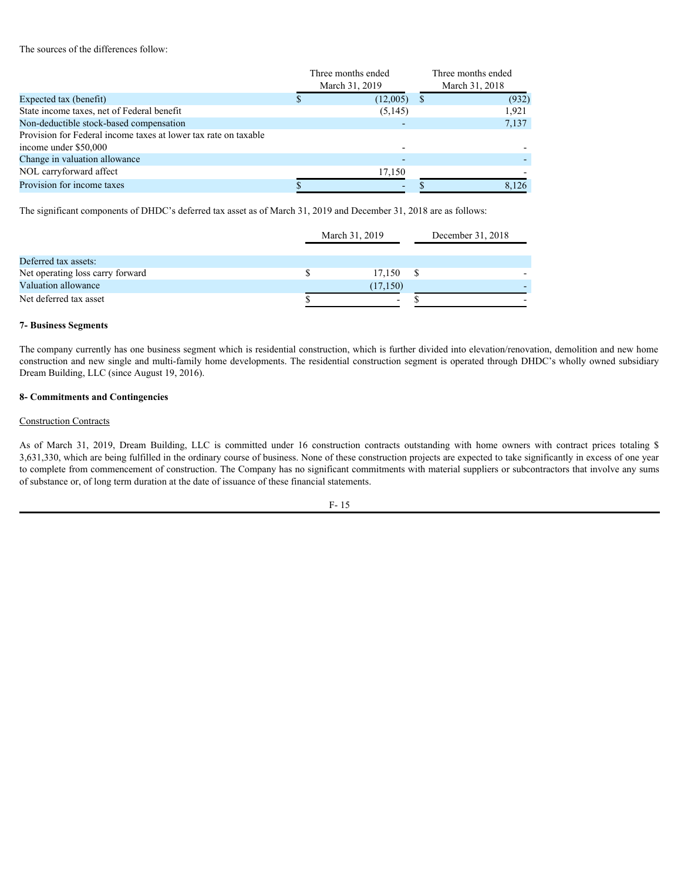The sources of the differences follow:

| | Three months ended March 31, 2019 | Three months ended March 31, 2018 |
|---|---|---|
| Expected tax (benefit) | $ (12,005) | $ (932) |
| State income taxes, net of Federal benefit | (5,145) | 1,921 |
| Non-deductible stock-based compensation | - | 7,137 |
| Provision for Federal income taxes at lower tax rate on taxable income under $50,000 | - | - |
| Change in valuation allowance | - | - |
| NOL carryforward affect | 17,150 | - |
| Provision for income taxes | $ - | $ 8,126 |

The significant components of DHDC's deferred tax asset as of March 31, 2019 and December 31, 2018 are as follows:

| | March 31, 2019 | December 31, 2018 |
|---|---|---|
| Deferred tax assets: | | |
| Net operating loss carry forward | $ 17,150 | $ - |
| Valuation allowance | (17,150) | - |
| Net deferred tax asset | $ - | $ - |

**7- Business Segments**

The company currently has one business segment which is residential construction, which is further divided into elevation/renovation, demolition and new home construction and new single and multi-family home developments. The residential construction segment is operated through DHDC's wholly owned subsidiary Dream Building, LLC (since August 19, 2016).

**8- Commitments and Contingencies**

Construction Contracts

As of March 31, 2019, Dream Building, LLC is committed under 16 construction contracts outstanding with home owners with contract prices totaling $ 3,631,330, which are being fulfilled in the ordinary course of business. None of these construction projects are expected to take significantly in excess of one year to complete from commencement of construction. The Company has no significant commitments with material suppliers or subcontractors that involve any sums of substance or, of long term duration at the date of issuance of these financial statements.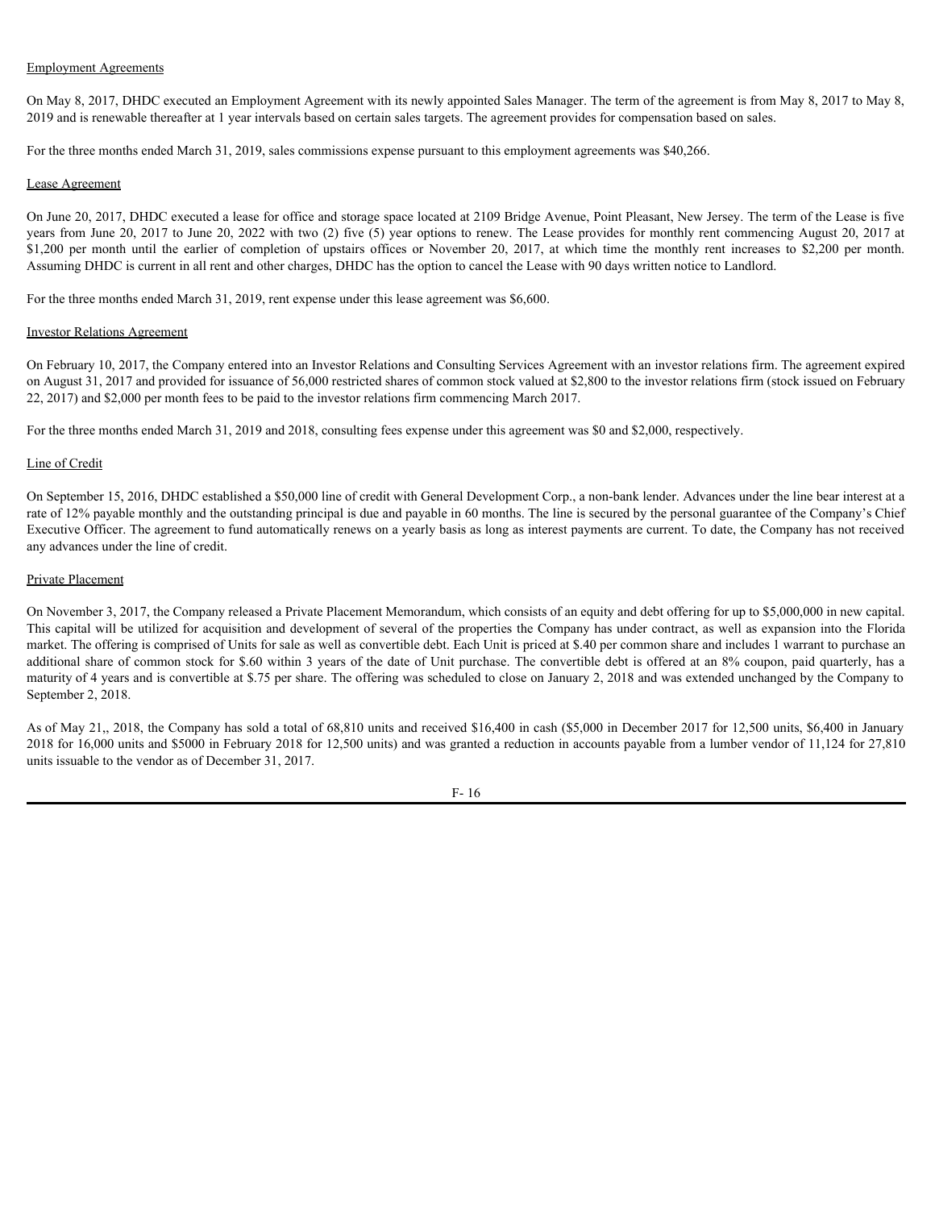Employment Agreements

On May 8, 2017, DHDC executed an Employment Agreement with its newly appointed Sales Manager. The term of the agreement is from May 8, 2017 to May 8, 2019 and is renewable thereafter at 1 year intervals based on certain sales targets. The agreement provides for compensation based on sales.

For the three months ended March 31, 2019, sales commissions expense pursuant to this employment agreements was $40,266.

Lease Agreement

On June 20, 2017, DHDC executed a lease for office and storage space located at 2109 Bridge Avenue, Point Pleasant, New Jersey. The term of the Lease is five years from June 20, 2017 to June 20, 2022 with two (2) five (5) year options to renew. The Lease provides for monthly rent commencing August 20, 2017 at $1,200 per month until the earlier of completion of upstairs offices or November 20, 2017, at which time the monthly rent increases to $2,200 per month. Assuming DHDC is current in all rent and other charges, DHDC has the option to cancel the Lease with 90 days written notice to Landlord.

For the three months ended March 31, 2019, rent expense under this lease agreement was $6,600.

Investor Relations Agreement

On February 10, 2017, the Company entered into an Investor Relations and Consulting Services Agreement with an investor relations firm. The agreement expired on August 31, 2017 and provided for issuance of 56,000 restricted shares of common stock valued at $2,800 to the investor relations firm (stock issued on February 22, 2017) and $2,000 per month fees to be paid to the investor relations firm commencing March 2017.

For the three months ended March 31, 2019 and 2018, consulting fees expense under this agreement was $0 and $2,000, respectively.

Line of Credit

On September 15, 2016, DHDC established a $50,000 line of credit with General Development Corp., a non-bank lender. Advances under the line bear interest at a rate of 12% payable monthly and the outstanding principal is due and payable in 60 months. The line is secured by the personal guarantee of the Company's Chief Executive Officer. The agreement to fund automatically renews on a yearly basis as long as interest payments are current. To date, the Company has not received any advances under the line of credit.

Private Placement

On November 3, 2017, the Company released a Private Placement Memorandum, which consists of an equity and debt offering for up to $5,000,000 in new capital. This capital will be utilized for acquisition and development of several of the properties the Company has under contract, as well as expansion into the Florida market. The offering is comprised of Units for sale as well as convertible debt. Each Unit is priced at $.40 per common share and includes 1 warrant to purchase an additional share of common stock for $.60 within 3 years of the date of Unit purchase. The convertible debt is offered at an 8% coupon, paid quarterly, has a maturity of 4 years and is convertible at $.75 per share. The offering was scheduled to close on January 2, 2018 and was extended unchanged by the Company to September 2, 2018.

As of May 21,, 2018, the Company has sold a total of 68,810 units and received $16,400 in cash ($5,000 in December 2017 for 12,500 units, $6,400 in January 2018 for 16,000 units and $5000 in February 2018 for 12,500 units) and was granted a reduction in accounts payable from a lumber vendor of 11,124 for 27,810 units issuable to the vendor as of December 31, 2017.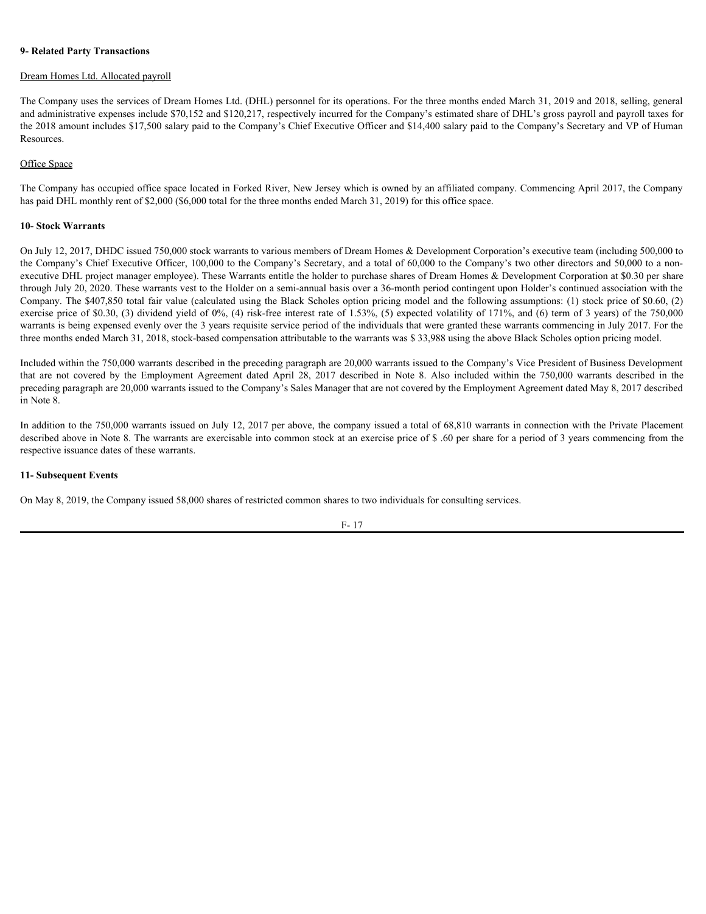**9- Related Party Transactions**

Dream Homes Ltd. Allocated payroll

The Company uses the services of Dream Homes Ltd. (DHL) personnel for its operations. For the three months ended March 31, 2019 and 2018, selling, general and administrative expenses include $70,152 and $120,217, respectively incurred for the Company's estimated share of DHL's gross payroll and payroll taxes for the 2018 amount includes $17,500 salary paid to the Company's Chief Executive Officer and $14,400 salary paid to the Company's Secretary and VP of Human Resources.

Office Space

The Company has occupied office space located in Forked River, New Jersey which is owned by an affiliated company. Commencing April 2017, the Company has paid DHL monthly rent of $2,000 ($6,000 total for the three months ended March 31, 2019) for this office space.

**10- Stock Warrants**

On July 12, 2017, DHDC issued 750,000 stock warrants to various members of Dream Homes & Development Corporation's executive team (including 500,000 to the Company's Chief Executive Officer, 100,000 to the Company's Secretary, and a total of 60,000 to the Company's two other directors and 50,000 to a non-executive DHL project manager employee). These Warrants entitle the holder to purchase shares of Dream Homes & Development Corporation at $0.30 per share through July 20, 2020. These warrants vest to the Holder on a semi-annual basis over a 36-month period contingent upon Holder's continued association with the Company. The $407,850 total fair value (calculated using the Black Scholes option pricing model and the following assumptions: (1) stock price of $0.60, (2) exercise price of $0.30, (3) dividend yield of 0%, (4) risk-free interest rate of 1.53%, (5) expected volatility of 171%, and (6) term of 3 years) of the 750,000 warrants is being expensed evenly over the 3 years requisite service period of the individuals that were granted these warrants commencing in July 2017. For the three months ended March 31, 2018, stock-based compensation attributable to the warrants was $ 33,988 using the above Black Scholes option pricing model.

Included within the 750,000 warrants described in the preceding paragraph are 20,000 warrants issued to the Company's Vice President of Business Development that are not covered by the Employment Agreement dated April 28, 2017 described in Note 8. Also included within the 750,000 warrants described in the preceding paragraph are 20,000 warrants issued to the Company's Sales Manager that are not covered by the Employment Agreement dated May 8, 2017 described in Note 8.

In addition to the 750,000 warrants issued on July 12, 2017 per above, the company issued a total of 68,810 warrants in connection with the Private Placement described above in Note 8. The warrants are exercisable into common stock at an exercise price of $ .60 per share for a period of 3 years commencing from the respective issuance dates of these warrants.

**11- Subsequent Events**

On May 8, 2019, the Company issued 58,000 shares of restricted common shares to two individuals for consulting services.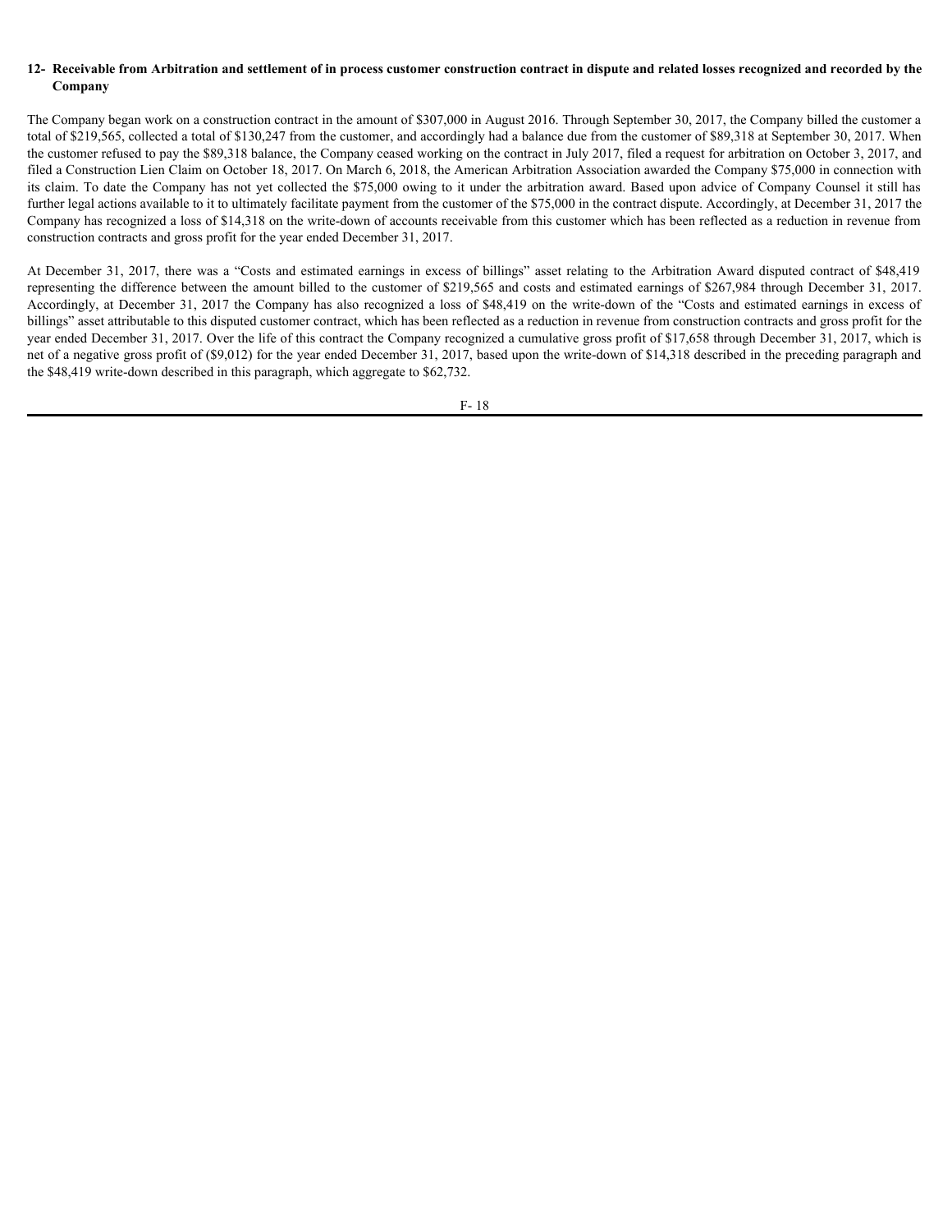## 12- Receivable from Arbitration and settlement of in process customer construction contract in dispute and related losses recognized and recorded by the Company

The Company began work on a construction contract in the amount of $307,000 in August 2016. Through September 30, 2017, the Company billed the customer a total of $219,565, collected a total of $130,247 from the customer, and accordingly had a balance due from the customer of $89,318 at September 30, 2017. When the customer refused to pay the $89,318 balance, the Company ceased working on the contract in July 2017, filed a request for arbitration on October 3, 2017, and filed a Construction Lien Claim on October 18, 2017. On March 6, 2018, the American Arbitration Association awarded the Company $75,000 in connection with its claim. To date the Company has not yet collected the $75,000 owing to it under the arbitration award. Based upon advice of Company Counsel it still has further legal actions available to it to ultimately facilitate payment from the customer of the $75,000 in the contract dispute. Accordingly, at December 31, 2017 the Company has recognized a loss of $14,318 on the write-down of accounts receivable from this customer which has been reflected as a reduction in revenue from construction contracts and gross profit for the year ended December 31, 2017.

At December 31, 2017, there was a "Costs and estimated earnings in excess of billings" asset relating to the Arbitration Award disputed contract of $48,419 representing the difference between the amount billed to the customer of $219,565 and costs and estimated earnings of $267,984 through December 31, 2017. Accordingly, at December 31, 2017 the Company has also recognized a loss of $48,419 on the write-down of the "Costs and estimated earnings in excess of billings" asset attributable to this disputed customer contract, which has been reflected as a reduction in revenue from construction contracts and gross profit for the year ended December 31, 2017. Over the life of this contract the Company recognized a cumulative gross profit of $17,658 through December 31, 2017, which is net of a negative gross profit of ($9,012) for the year ended December 31, 2017, based upon the write-down of $14,318 described in the preceding paragraph and the $48,419 write-down described in this paragraph, which aggregate to $62,732.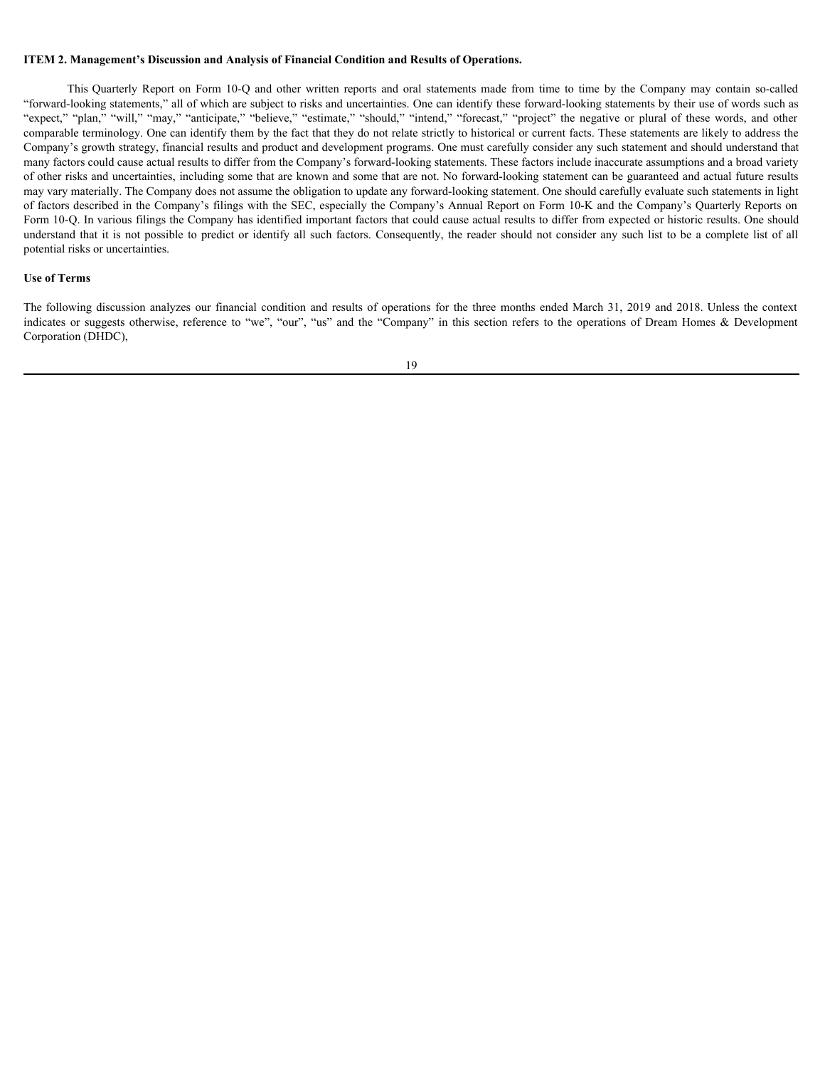**ITEM 2. Management's Discussion and Analysis of Financial Condition and Results of Operations.**

This Quarterly Report on Form 10-Q and other written reports and oral statements made from time to time by the Company may contain so-called "forward-looking statements," all of which are subject to risks and uncertainties. One can identify these forward-looking statements by their use of words such as "expect," "plan," "will," "may," "anticipate," "believe," "estimate," "should," "intend," "forecast," "project" the negative or plural of these words, and other comparable terminology. One can identify them by the fact that they do not relate strictly to historical or current facts. These statements are likely to address the Company's growth strategy, financial results and product and development programs. One must carefully consider any such statement and should understand that many factors could cause actual results to differ from the Company's forward-looking statements. These factors include inaccurate assumptions and a broad variety of other risks and uncertainties, including some that are known and some that are not. No forward-looking statement can be guaranteed and actual future results may vary materially. The Company does not assume the obligation to update any forward-looking statement. One should carefully evaluate such statements in light of factors described in the Company's filings with the SEC, especially the Company's Annual Report on Form 10-K and the Company's Quarterly Reports on Form 10-Q. In various filings the Company has identified important factors that could cause actual results to differ from expected or historic results. One should understand that it is not possible to predict or identify all such factors. Consequently, the reader should not consider any such list to be a complete list of all potential risks or uncertainties.

**Use of Terms**

The following discussion analyzes our financial condition and results of operations for the three months ended March 31, 2019 and 2018. Unless the context indicates or suggests otherwise, reference to "we", "our", "us" and the "Company" in this section refers to the operations of Dream Homes & Development Corporation (DHDC),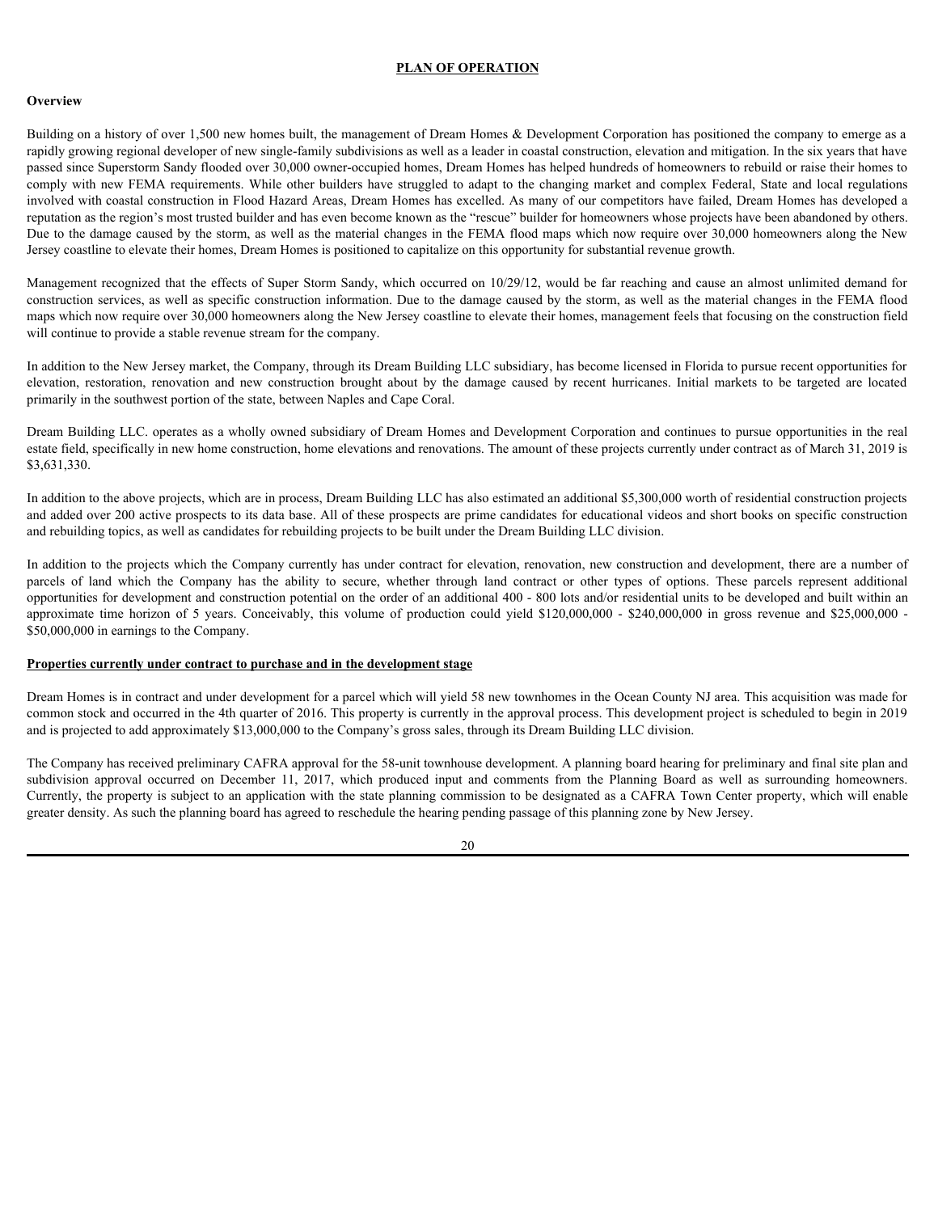**PLAN OF OPERATION**

**Overview**

Building on a history of over 1,500 new homes built, the management of Dream Homes & Development Corporation has positioned the company to emerge as a rapidly growing regional developer of new single-family subdivisions as well as a leader in coastal construction, elevation and mitigation. In the six years that have passed since Superstorm Sandy flooded over 30,000 owner-occupied homes, Dream Homes has helped hundreds of homeowners to rebuild or raise their homes to comply with new FEMA requirements. While other builders have struggled to adapt to the changing market and complex Federal, State and local regulations involved with coastal construction in Flood Hazard Areas, Dream Homes has excelled. As many of our competitors have failed, Dream Homes has developed a reputation as the region's most trusted builder and has even become known as the "rescue" builder for homeowners whose projects have been abandoned by others. Due to the damage caused by the storm, as well as the material changes in the FEMA flood maps which now require over 30,000 homeowners along the New Jersey coastline to elevate their homes, Dream Homes is positioned to capitalize on this opportunity for substantial revenue growth.

Management recognized that the effects of Super Storm Sandy, which occurred on 10/29/12, would be far reaching and cause an almost unlimited demand for construction services, as well as specific construction information. Due to the damage caused by the storm, as well as the material changes in the FEMA flood maps which now require over 30,000 homeowners along the New Jersey coastline to elevate their homes, management feels that focusing on the construction field will continue to provide a stable revenue stream for the company.

In addition to the New Jersey market, the Company, through its Dream Building LLC subsidiary, has become licensed in Florida to pursue recent opportunities for elevation, restoration, renovation and new construction brought about by the damage caused by recent hurricanes. Initial markets to be targeted are located primarily in the southwest portion of the state, between Naples and Cape Coral.

Dream Building LLC. operates as a wholly owned subsidiary of Dream Homes and Development Corporation and continues to pursue opportunities in the real estate field, specifically in new home construction, home elevations and renovations. The amount of these projects currently under contract as of March 31, 2019 is $3,631,330.

In addition to the above projects, which are in process, Dream Building LLC has also estimated an additional $5,300,000 worth of residential construction projects and added over 200 active prospects to its data base. All of these prospects are prime candidates for educational videos and short books on specific construction and rebuilding topics, as well as candidates for rebuilding projects to be built under the Dream Building LLC division.

In addition to the projects which the Company currently has under contract for elevation, renovation, new construction and development, there are a number of parcels of land which the Company has the ability to secure, whether through land contract or other types of options. These parcels represent additional opportunities for development and construction potential on the order of an additional 400 - 800 lots and/or residential units to be developed and built within an approximate time horizon of 5 years. Conceivably, this volume of production could yield $120,000,000 - $240,000,000 in gross revenue and $25,000,000 - $50,000,000 in earnings to the Company.

**Properties currently under contract to purchase and in the development stage**

Dream Homes is in contract and under development for a parcel which will yield 58 new townhomes in the Ocean County NJ area. This acquisition was made for common stock and occurred in the 4th quarter of 2016. This property is currently in the approval process. This development project is scheduled to begin in 2019 and is projected to add approximately $13,000,000 to the Company's gross sales, through its Dream Building LLC division.

The Company has received preliminary CAFRA approval for the 58-unit townhouse development. A planning board hearing for preliminary and final site plan and subdivision approval occurred on December 11, 2017, which produced input and comments from the Planning Board as well as surrounding homeowners. Currently, the property is subject to an application with the state planning commission to be designated as a CAFRA Town Center property, which will enable greater density. As such the planning board has agreed to reschedule the hearing pending passage of this planning zone by New Jersey.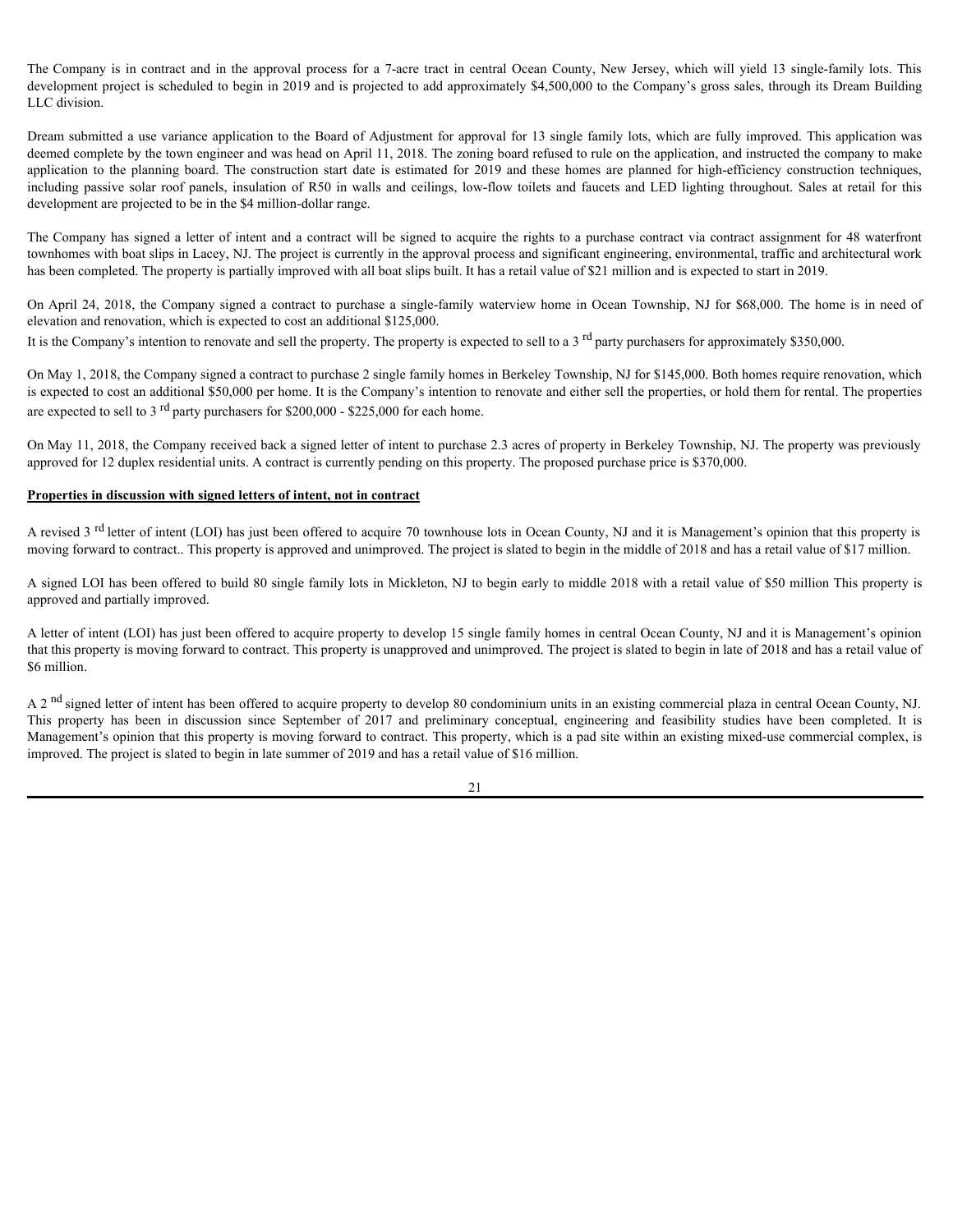The Company is in contract and in the approval process for a 7-acre tract in central Ocean County, New Jersey, which will yield 13 single-family lots. This development project is scheduled to begin in 2019 and is projected to add approximately $4,500,000 to the Company's gross sales, through its Dream Building LLC division.

Dream submitted a use variance application to the Board of Adjustment for approval for 13 single family lots, which are fully improved. This application was deemed complete by the town engineer and was head on April 11, 2018. The zoning board refused to rule on the application, and instructed the company to make application to the planning board. The construction start date is estimated for 2019 and these homes are planned for high-efficiency construction techniques, including passive solar roof panels, insulation of R50 in walls and ceilings, low-flow toilets and faucets and LED lighting throughout. Sales at retail for this development are projected to be in the $4 million-dollar range.

The Company has signed a letter of intent and a contract will be signed to acquire the rights to a purchase contract via contract assignment for 48 waterfront townhomes with boat slips in Lacey, NJ. The project is currently in the approval process and significant engineering, environmental, traffic and architectural work has been completed. The property is partially improved with all boat slips built. It has a retail value of $21 million and is expected to start in 2019.

On April 24, 2018, the Company signed a contract to purchase a single-family waterview home in Ocean Township, NJ for $68,000. The home is in need of elevation and renovation, which is expected to cost an additional $125,000.

It is the Company's intention to renovate and sell the property. The property is expected to sell to a 3rd party purchasers for approximately $350,000.

On May 1, 2018, the Company signed a contract to purchase 2 single family homes in Berkeley Township, NJ for $145,000. Both homes require renovation, which is expected to cost an additional $50,000 per home. It is the Company's intention to renovate and either sell the properties, or hold them for rental. The properties are expected to sell to 3rd party purchasers for $200,000 - $225,000 for each home.

On May 11, 2018, the Company received back a signed letter of intent to purchase 2.3 acres of property in Berkeley Township, NJ. The property was previously approved for 12 duplex residential units. A contract is currently pending on this property. The proposed purchase price is $370,000.

**Properties in discussion with signed letters of intent, not in contract**

A revised 3rd letter of intent (LOI) has just been offered to acquire 70 townhouse lots in Ocean County, NJ and it is Management's opinion that this property is moving forward to contract.. This property is approved and unimproved. The project is slated to begin in the middle of 2018 and has a retail value of $17 million.

A signed LOI has been offered to build 80 single family lots in Mickleton, NJ to begin early to middle 2018 with a retail value of $50 million This property is approved and partially improved.

A letter of intent (LOI) has just been offered to acquire property to develop 15 single family homes in central Ocean County, NJ and it is Management's opinion that this property is moving forward to contract. This property is unapproved and unimproved. The project is slated to begin in late of 2018 and has a retail value of $6 million.

A 2nd signed letter of intent has been offered to acquire property to develop 80 condominium units in an existing commercial plaza in central Ocean County, NJ. This property has been in discussion since September of 2017 and preliminary conceptual, engineering and feasibility studies have been completed. It is Management's opinion that this property is moving forward to contract. This property, which is a pad site within an existing mixed-use commercial complex, is improved. The project is slated to begin in late summer of 2019 and has a retail value of $16 million.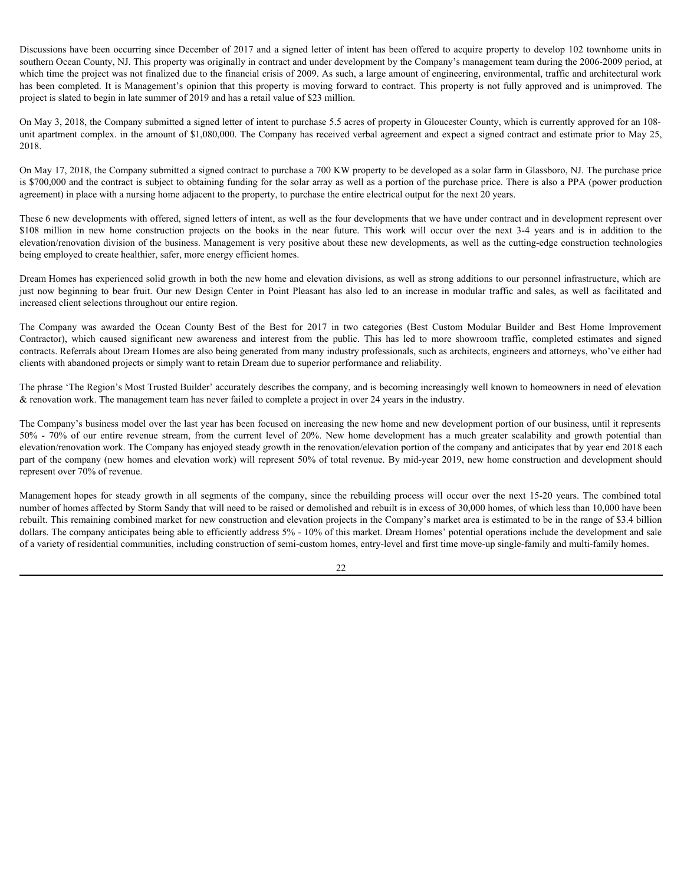Discussions have been occurring since December of 2017 and a signed letter of intent has been offered to acquire property to develop 102 townhome units in southern Ocean County, NJ. This property was originally in contract and under development by the Company's management team during the 2006-2009 period, at which time the project was not finalized due to the financial crisis of 2009. As such, a large amount of engineering, environmental, traffic and architectural work has been completed. It is Management's opinion that this property is moving forward to contract. This property is not fully approved and is unimproved. The project is slated to begin in late summer of 2019 and has a retail value of $23 million.

On May 3, 2018, the Company submitted a signed letter of intent to purchase 5.5 acres of property in Gloucester County, which is currently approved for an 108-unit apartment complex. in the amount of $1,080,000. The Company has received verbal agreement and expect a signed contract and estimate prior to May 25, 2018.

On May 17, 2018, the Company submitted a signed contract to purchase a 700 KW property to be developed as a solar farm in Glassboro, NJ. The purchase price is $700,000 and the contract is subject to obtaining funding for the solar array as well as a portion of the purchase price. There is also a PPA (power production agreement) in place with a nursing home adjacent to the property, to purchase the entire electrical output for the next 20 years.

These 6 new developments with offered, signed letters of intent, as well as the four developments that we have under contract and in development represent over $108 million in new home construction projects on the books in the near future. This work will occur over the next 3-4 years and is in addition to the elevation/renovation division of the business. Management is very positive about these new developments, as well as the cutting-edge construction technologies being employed to create healthier, safer, more energy efficient homes.

Dream Homes has experienced solid growth in both the new home and elevation divisions, as well as strong additions to our personnel infrastructure, which are just now beginning to bear fruit. Our new Design Center in Point Pleasant has also led to an increase in modular traffic and sales, as well as facilitated and increased client selections throughout our entire region.

The Company was awarded the Ocean County Best of the Best for 2017 in two categories (Best Custom Modular Builder and Best Home Improvement Contractor), which caused significant new awareness and interest from the public. This has led to more showroom traffic, completed estimates and signed contracts. Referrals about Dream Homes are also being generated from many industry professionals, such as architects, engineers and attorneys, who've either had clients with abandoned projects or simply want to retain Dream due to superior performance and reliability.

The phrase 'The Region's Most Trusted Builder' accurately describes the company, and is becoming increasingly well known to homeowners in need of elevation & renovation work. The management team has never failed to complete a project in over 24 years in the industry.

The Company's business model over the last year has been focused on increasing the new home and new development portion of our business, until it represents 50% - 70% of our entire revenue stream, from the current level of 20%. New home development has a much greater scalability and growth potential than elevation/renovation work. The Company has enjoyed steady growth in the renovation/elevation portion of the company and anticipates that by year end 2018 each part of the company (new homes and elevation work) will represent 50% of total revenue. By mid-year 2019, new home construction and development should represent over 70% of revenue.

Management hopes for steady growth in all segments of the company, since the rebuilding process will occur over the next 15-20 years. The combined total number of homes affected by Storm Sandy that will need to be raised or demolished and rebuilt is in excess of 30,000 homes, of which less than 10,000 have been rebuilt. This remaining combined market for new construction and elevation projects in the Company's market area is estimated to be in the range of $3.4 billion dollars. The company anticipates being able to efficiently address 5% - 10% of this market. Dream Homes' potential operations include the development and sale of a variety of residential communities, including construction of semi-custom homes, entry-level and first time move-up single-family and multi-family homes.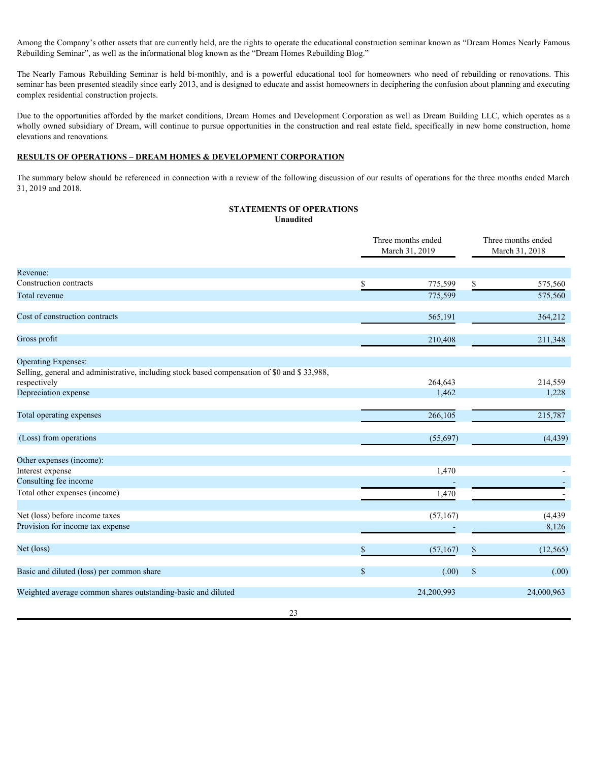Among the Company's other assets that are currently held, are the rights to operate the educational construction seminar known as "Dream Homes Nearly Famous Rebuilding Seminar", as well as the informational blog known as the "Dream Homes Rebuilding Blog."

The Nearly Famous Rebuilding Seminar is held bi-monthly, and is a powerful educational tool for homeowners who need of rebuilding or renovations. This seminar has been presented steadily since early 2013, and is designed to educate and assist homeowners in deciphering the confusion about planning and executing complex residential construction projects.

Due to the opportunities afforded by the market conditions, Dream Homes and Development Corporation as well as Dream Building LLC, which operates as a wholly owned subsidiary of Dream, will continue to pursue opportunities in the construction and real estate field, specifically in new home construction, home elevations and renovations.

**RESULTS OF OPERATIONS – DREAM HOMES & DEVELOPMENT CORPORATION**

The summary below should be referenced in connection with a review of the following discussion of our results of operations for the three months ended March 31, 2019 and 2018.

**STATEMENTS OF OPERATIONS**
**Unaudited**

| | Three months ended March 31, 2019 | Three months ended March 31, 2018 |
|---|---|---|
| Revenue: | | |
| Construction contracts | $ 775,599 | $ 575,560 |
| Total revenue | 775,599 | 575,560 |
| Cost of construction contracts | 565,191 | 364,212 |
| Gross profit | 210,408 | 211,348 |
| Operating Expenses: | | |
| Selling, general and administrative, including stock based compensation of $0 and $ 33,988, respectively | 264,643 | 214,559 |
| Depreciation expense | 1,462 | 1,228 |
| Total operating expenses | 266,105 | 215,787 |
| (Loss) from operations | (55,697) | (4,439) |
| Other expenses (income): | | |
| Interest expense | 1,470 | - |
| Consulting fee income | - | - |
| Total other expenses (income) | 1,470 | - |
| Net (loss) before income taxes | (57,167) | (4,439 |
| Provision for income tax expense | - | 8,126 |
| Net (loss) | $ (57,167) | $ (12,565) |
| Basic and diluted (loss) per common share | $ (.00) | $ (.00) |
| Weighted average common shares outstanding-basic and diluted | 24,200,993 | 24,000,963 |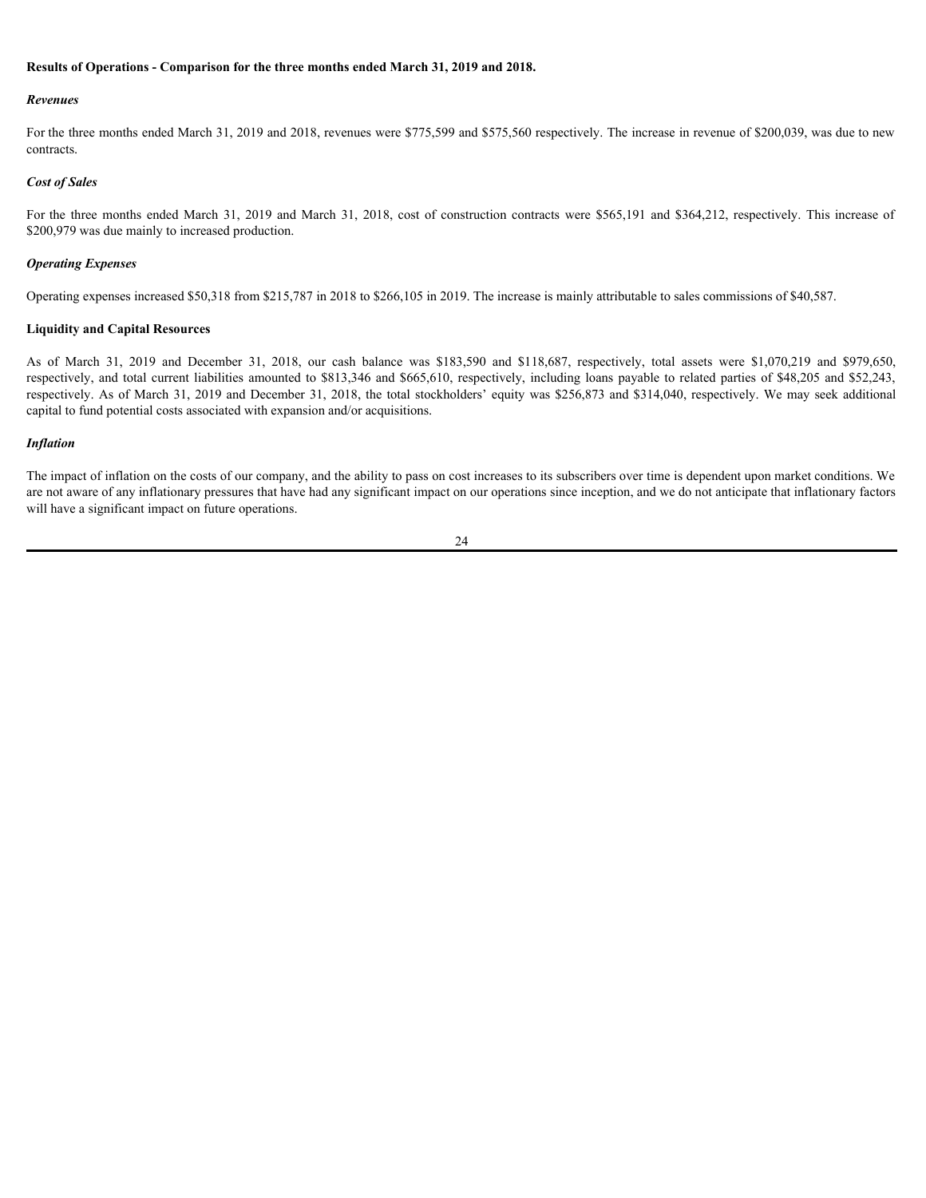**Results of Operations - Comparison for the three months ended March 31, 2019 and 2018.**

***Revenues***

For the three months ended March 31, 2019 and 2018, revenues were $775,599 and $575,560 respectively. The increase in revenue of $200,039, was due to new contracts.

***Cost of Sales***

For the three months ended March 31, 2019 and March 31, 2018, cost of construction contracts were $565,191 and $364,212, respectively. This increase of $200,979 was due mainly to increased production.

***Operating Expenses***

Operating expenses increased $50,318 from $215,787 in 2018 to $266,105 in 2019. The increase is mainly attributable to sales commissions of $40,587.

**Liquidity and Capital Resources**

As of March 31, 2019 and December 31, 2018, our cash balance was $183,590 and $118,687, respectively, total assets were $1,070,219 and $979,650, respectively, and total current liabilities amounted to $813,346 and $665,610, respectively, including loans payable to related parties of $48,205 and $52,243, respectively. As of March 31, 2019 and December 31, 2018, the total stockholders' equity was $256,873 and $314,040, respectively. We may seek additional capital to fund potential costs associated with expansion and/or acquisitions.

***Inflation***

The impact of inflation on the costs of our company, and the ability to pass on cost increases to its subscribers over time is dependent upon market conditions. We are not aware of any inflationary pressures that have had any significant impact on our operations since inception, and we do not anticipate that inflationary factors will have a significant impact on future operations.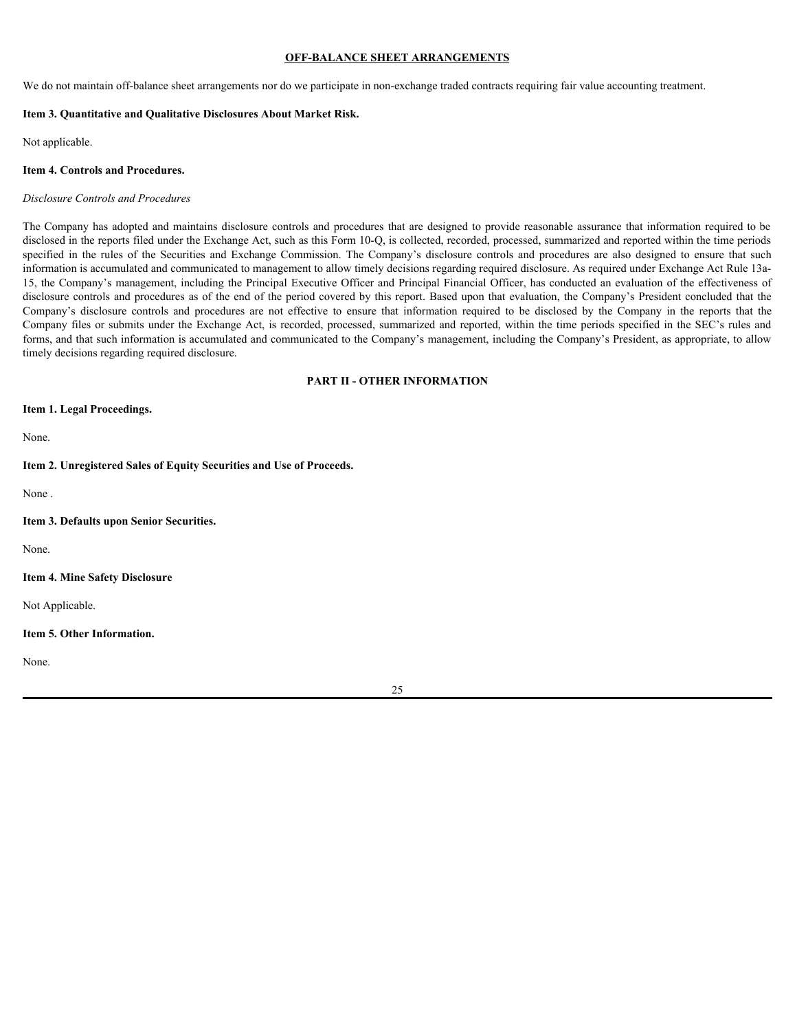## OFF-BALANCE SHEET ARRANGEMENTS

We do not maintain off-balance sheet arrangements nor do we participate in non-exchange traded contracts requiring fair value accounting treatment.

**Item 3. Quantitative and Qualitative Disclosures About Market Risk.**

Not applicable.

**Item 4. Controls and Procedures.**

*Disclosure Controls and Procedures*

The Company has adopted and maintains disclosure controls and procedures that are designed to provide reasonable assurance that information required to be disclosed in the reports filed under the Exchange Act, such as this Form 10-Q, is collected, recorded, processed, summarized and reported within the time periods specified in the rules of the Securities and Exchange Commission. The Company's disclosure controls and procedures are also designed to ensure that such information is accumulated and communicated to management to allow timely decisions regarding required disclosure. As required under Exchange Act Rule 13a-15, the Company's management, including the Principal Executive Officer and Principal Financial Officer, has conducted an evaluation of the effectiveness of disclosure controls and procedures as of the end of the period covered by this report. Based upon that evaluation, the Company's President concluded that the Company's disclosure controls and procedures are not effective to ensure that information required to be disclosed by the Company in the reports that the Company files or submits under the Exchange Act, is recorded, processed, summarized and reported, within the time periods specified in the SEC's rules and forms, and that such information is accumulated and communicated to the Company's management, including the Company's President, as appropriate, to allow timely decisions regarding required disclosure.

## PART II - OTHER INFORMATION

**Item 1. Legal Proceedings.**

None.

**Item 2. Unregistered Sales of Equity Securities and Use of Proceeds.**

None .

**Item 3. Defaults upon Senior Securities.**

None.

**Item 4. Mine Safety Disclosure**

Not Applicable.

**Item 5. Other Information.**

None.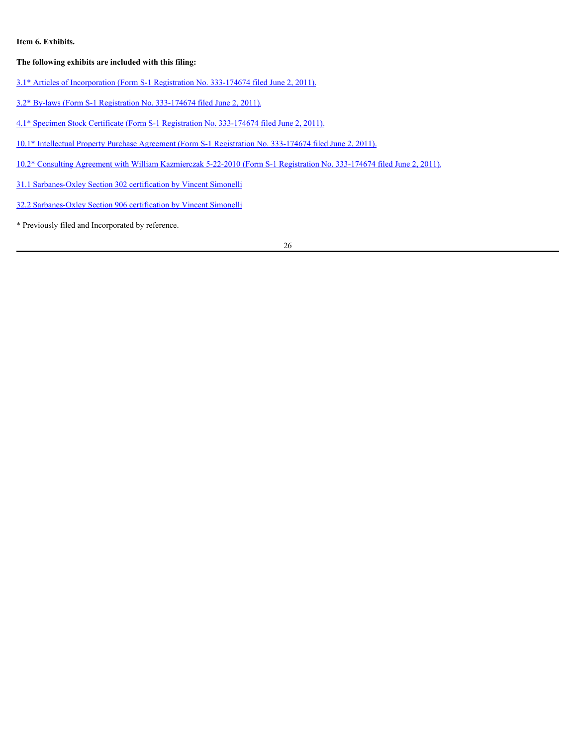**Item 6. Exhibits.**

**The following exhibits are included with this filing:**

3.1* Articles of Incorporation (Form S-1 Registration No. 333-174674 filed June 2, 2011).

3.2* By-laws (Form S-1 Registration No. 333-174674 filed June 2, 2011).

4.1* Specimen Stock Certificate (Form S-1 Registration No. 333-174674 filed June 2, 2011).

10.1* Intellectual Property Purchase Agreement (Form S-1 Registration No. 333-174674 filed June 2, 2011).

10.2* Consulting Agreement with William Kazmierczak 5-22-2010 (Form S-1 Registration No. 333-174674 filed June 2, 2011).

31.1 Sarbanes-Oxley Section 302 certification by Vincent Simonelli

32.2 Sarbanes-Oxley Section 906 certification by Vincent Simonelli

* Previously filed and Incorporated by reference.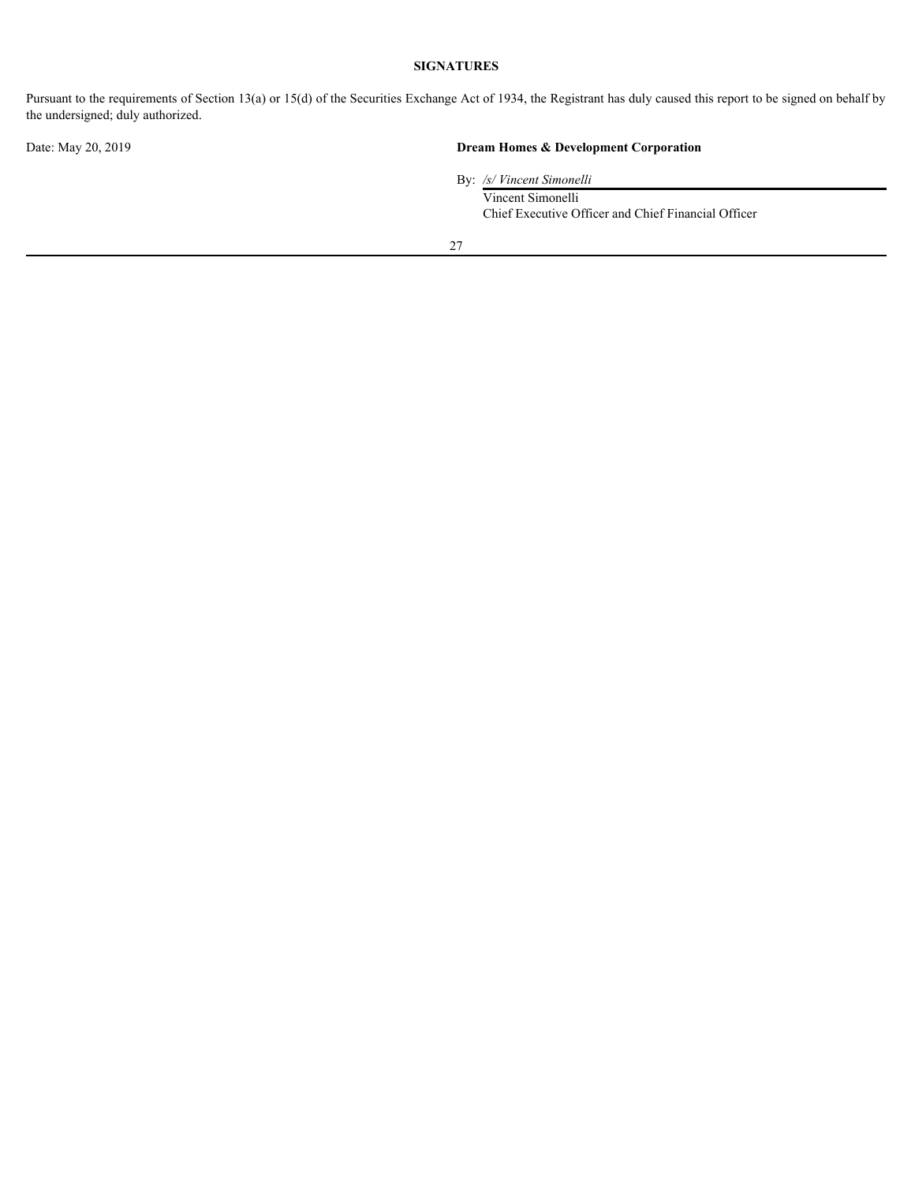**SIGNATURES**

Pursuant to the requirements of Section 13(a) or 15(d) of the Securities Exchange Act of 1934, the Registrant has duly caused this report to be signed on behalf by the undersigned; duly authorized.

Date: May 20, 2019

**Dream Homes & Development Corporation**

By: */s/ Vincent Simonelli*

Vincent Simonelli
Chief Executive Officer and Chief Financial Officer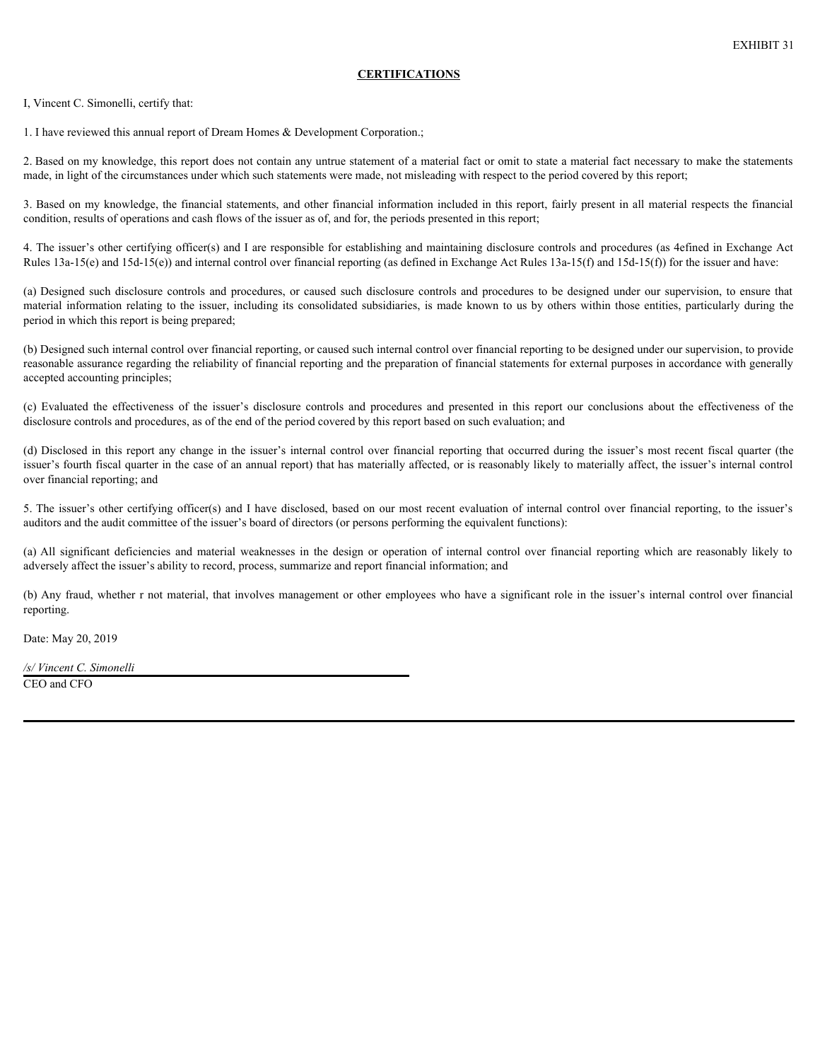EXHIBIT 31

**CERTIFICATIONS**

I, Vincent C. Simonelli, certify that:

1. I have reviewed this annual report of Dream Homes & Development Corporation.;

2. Based on my knowledge, this report does not contain any untrue statement of a material fact or omit to state a material fact necessary to make the statements made, in light of the circumstances under which such statements were made, not misleading with respect to the period covered by this report;

3. Based on my knowledge, the financial statements, and other financial information included in this report, fairly present in all material respects the financial condition, results of operations and cash flows of the issuer as of, and for, the periods presented in this report;

4. The issuer's other certifying officer(s) and I are responsible for establishing and maintaining disclosure controls and procedures (as 4efined in Exchange Act Rules 13a-15(e) and 15d-15(e)) and internal control over financial reporting (as defined in Exchange Act Rules 13a-15(f) and 15d-15(f)) for the issuer and have:

(a) Designed such disclosure controls and procedures, or caused such disclosure controls and procedures to be designed under our supervision, to ensure that material information relating to the issuer, including its consolidated subsidiaries, is made known to us by others within those entities, particularly during the period in which this report is being prepared;

(b) Designed such internal control over financial reporting, or caused such internal control over financial reporting to be designed under our supervision, to provide reasonable assurance regarding the reliability of financial reporting and the preparation of financial statements for external purposes in accordance with generally accepted accounting principles;

(c) Evaluated the effectiveness of the issuer's disclosure controls and procedures and presented in this report our conclusions about the effectiveness of the disclosure controls and procedures, as of the end of the period covered by this report based on such evaluation; and

(d) Disclosed in this report any change in the issuer's internal control over financial reporting that occurred during the issuer's most recent fiscal quarter (the issuer's fourth fiscal quarter in the case of an annual report) that has materially affected, or is reasonably likely to materially affect, the issuer's internal control over financial reporting; and

5. The issuer's other certifying officer(s) and I have disclosed, based on our most recent evaluation of internal control over financial reporting, to the issuer's auditors and the audit committee of the issuer's board of directors (or persons performing the equivalent functions):

(a) All significant deficiencies and material weaknesses in the design or operation of internal control over financial reporting which are reasonably likely to adversely affect the issuer's ability to record, process, summarize and report financial information; and

(b) Any fraud, whether r not material, that involves management or other employees who have a significant role in the issuer's internal control over financial reporting.

Date: May 20, 2019

*/s/ Vincent C. Simonelli*

CEO and CFO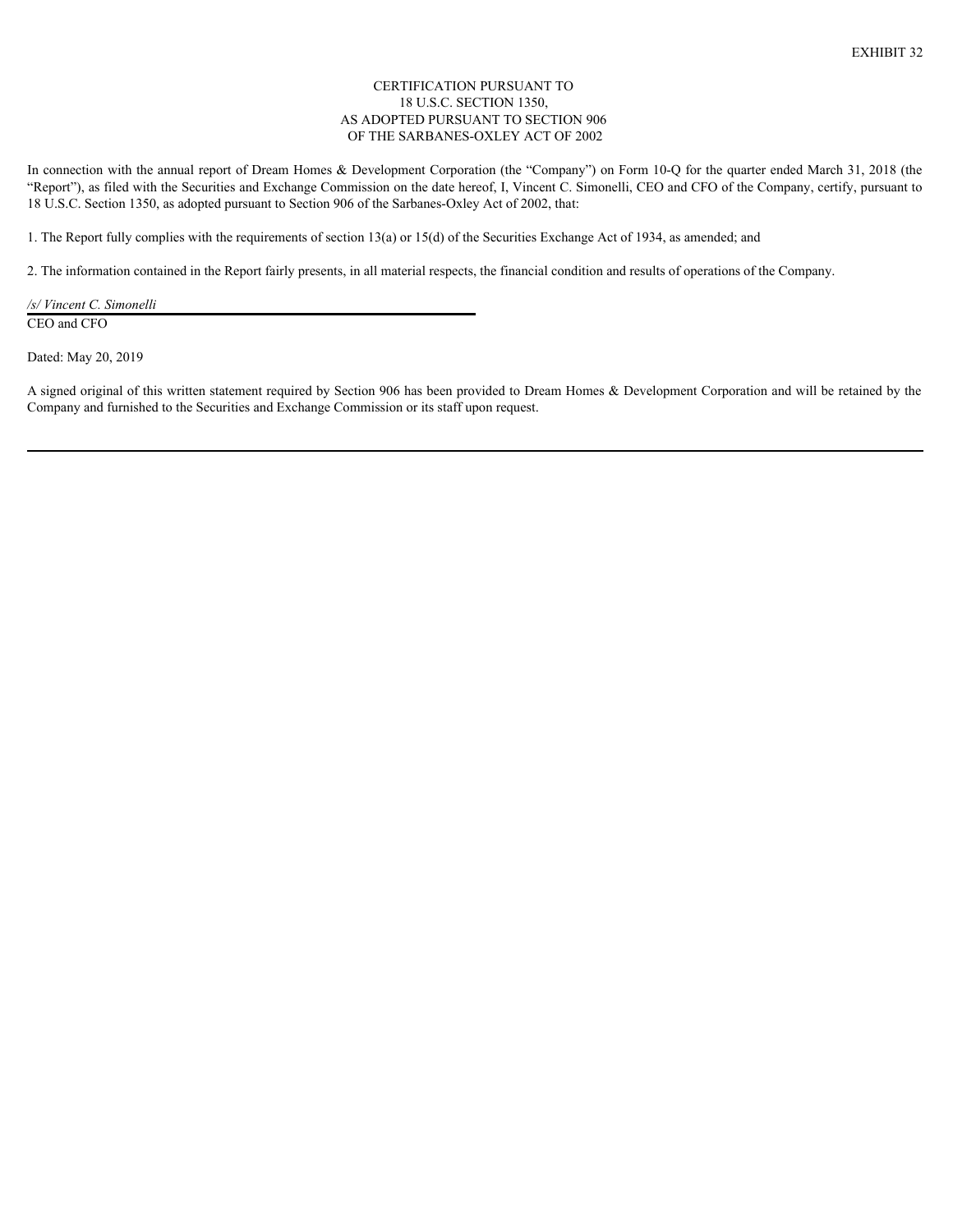EXHIBIT 32

CERTIFICATION PURSUANT TO
18 U.S.C. SECTION 1350,
AS ADOPTED PURSUANT TO SECTION 906
OF THE SARBANES-OXLEY ACT OF 2002

In connection with the annual report of Dream Homes & Development Corporation (the "Company") on Form 10-Q for the quarter ended March 31, 2018 (the "Report"), as filed with the Securities and Exchange Commission on the date hereof, I, Vincent C. Simonelli, CEO and CFO of the Company, certify, pursuant to 18 U.S.C. Section 1350, as adopted pursuant to Section 906 of the Sarbanes-Oxley Act of 2002, that:

1. The Report fully complies with the requirements of section 13(a) or 15(d) of the Securities Exchange Act of 1934, as amended; and

2. The information contained in the Report fairly presents, in all material respects, the financial condition and results of operations of the Company.

*/s/ Vincent C. Simonelli*
CEO and CFO

Dated: May 20, 2019

A signed original of this written statement required by Section 906 has been provided to Dream Homes & Development Corporation and will be retained by the Company and furnished to the Securities and Exchange Commission or its staff upon request.